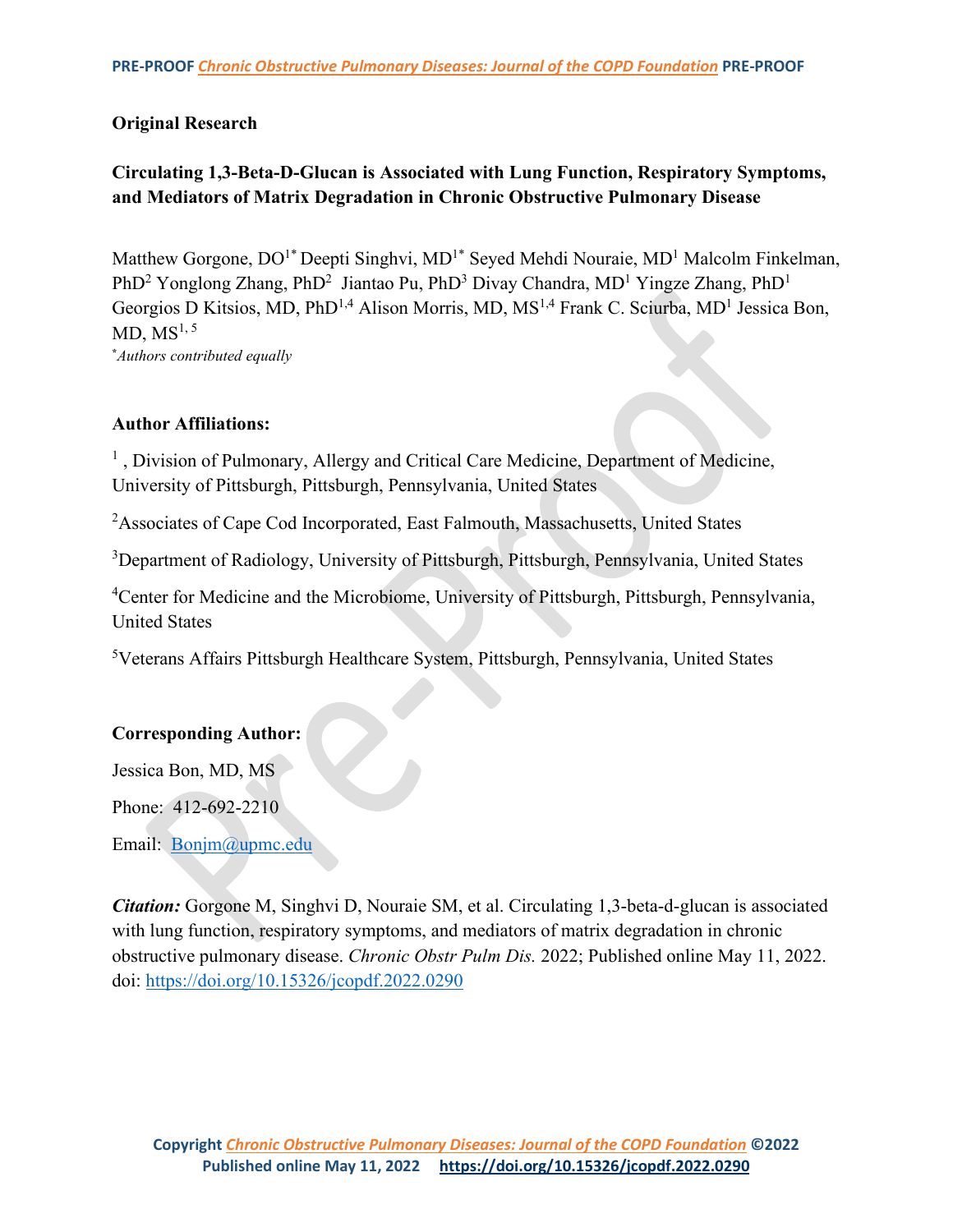**Original Research**

# Circulating 1,3-Beta-D-Glucan is Associated with Lung Function, Respiratory Symptoms, and Mediators of Matrix Degradation in Chronic Obstructive Pulmonary Disease

Matthew Gorgone, DO[1*] Deepti Singhvi, MD[1*] Seyed Mehdi Nouraie, MD[1] Malcolm Finkelman, PhD[2] Yonglong Zhang, PhD[2] Jiantao Pu, PhD[3] Divay Chandra, MD[1] Yingze Zhang, PhD[1] Georgios D Kitsios, MD, PhD[1,4] Alison Morris, MD, MS[1,4] Frank C. Sciurba, MD[1] Jessica Bon, MD, MS[1, 5]

[*]*Authors contributed equally*

## Author Affiliations:

[1] , Division of Pulmonary, Allergy and Critical Care Medicine, Department of Medicine, University of Pittsburgh, Pittsburgh, Pennsylvania, United States

[2]Associates of Cape Cod Incorporated, East Falmouth, Massachusetts, United States

[3]Department of Radiology, University of Pittsburgh, Pittsburgh, Pennsylvania, United States

[4]Center for Medicine and the Microbiome, University of Pittsburgh, Pittsburgh, Pennsylvania, United States

[5]Veterans Affairs Pittsburgh Healthcare System, Pittsburgh, Pennsylvania, United States

## Corresponding Author:

Jessica Bon, MD, MS

Phone: 412-692-2210

Email: Bonjm@upmc.edu

***Citation:*** Gorgone M, Singhvi D, Nouraie SM, et al. Circulating 1,3-beta-d-glucan is associated with lung function, respiratory symptoms, and mediators of matrix degradation in chronic obstructive pulmonary disease. *Chronic Obstr Pulm Dis.* 2022; Published online May 11, 2022. doi: https://doi.org/10.15326/jcopdf.2022.0290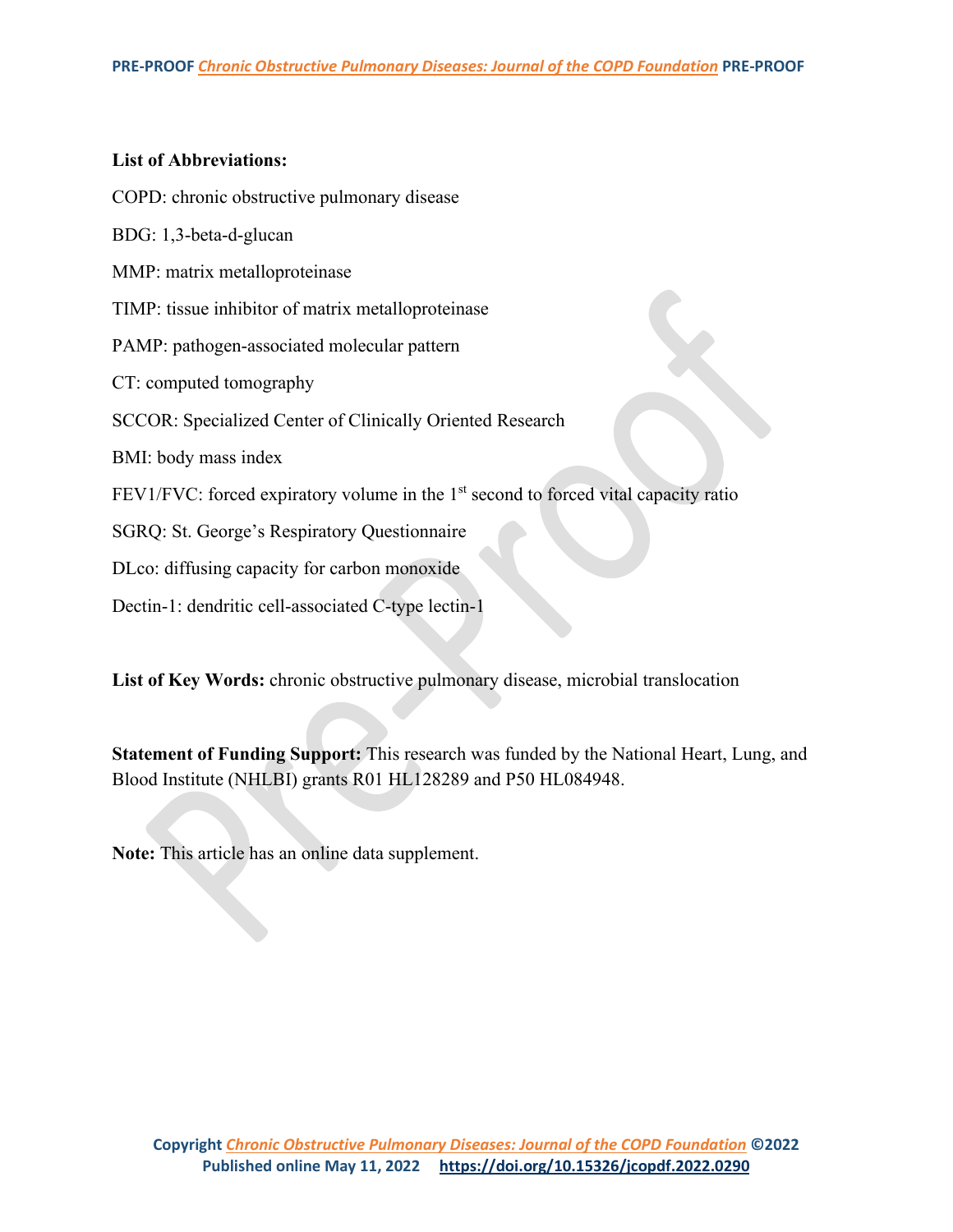**List of Abbreviations:**

COPD: chronic obstructive pulmonary disease

BDG: 1,3-beta-d-glucan

MMP: matrix metalloproteinase

TIMP: tissue inhibitor of matrix metalloproteinase

PAMP: pathogen-associated molecular pattern

CT: computed tomography

SCCOR: Specialized Center of Clinically Oriented Research

BMI: body mass index

FEV1/FVC: forced expiratory volume in the 1$^{st}$ second to forced vital capacity ratio

SGRQ: St. George's Respiratory Questionnaire

DLco: diffusing capacity for carbon monoxide

Dectin-1: dendritic cell-associated C-type lectin-1

**List of Key Words:** chronic obstructive pulmonary disease, microbial translocation

**Statement of Funding Support:** This research was funded by the National Heart, Lung, and Blood Institute (NHLBI) grants R01 HL128289 and P50 HL084948.

**Note:** This article has an online data supplement.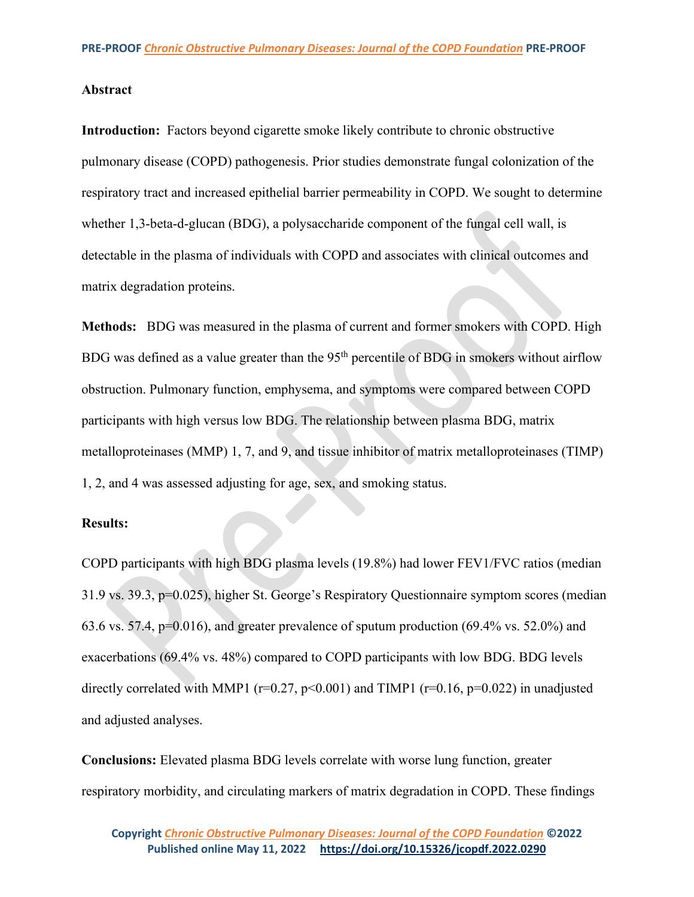## Abstract

**Introduction:** Factors beyond cigarette smoke likely contribute to chronic obstructive pulmonary disease (COPD) pathogenesis. Prior studies demonstrate fungal colonization of the respiratory tract and increased epithelial barrier permeability in COPD. We sought to determine whether 1,3-beta-d-glucan (BDG), a polysaccharide component of the fungal cell wall, is detectable in the plasma of individuals with COPD and associates with clinical outcomes and matrix degradation proteins.

**Methods:** BDG was measured in the plasma of current and former smokers with COPD. High BDG was defined as a value greater than the 95$^{th}$ percentile of BDG in smokers without airflow obstruction. Pulmonary function, emphysema, and symptoms were compared between COPD participants with high versus low BDG. The relationship between plasma BDG, matrix metalloproteinases (MMP) 1, 7, and 9, and tissue inhibitor of matrix metalloproteinases (TIMP) 1, 2, and 4 was assessed adjusting for age, sex, and smoking status.

**Results:**

COPD participants with high BDG plasma levels (19.8%) had lower FEV1/FVC ratios (median 31.9 vs. 39.3, $p=0.025$), higher St. George's Respiratory Questionnaire symptom scores (median 63.6 vs. 57.4, $p=0.016$), and greater prevalence of sputum production (69.4% vs. 52.0%) and exacerbations (69.4% vs. 48%) compared to COPD participants with low BDG. BDG levels directly correlated with MMP1 ($r=0.27$, $p<0.001$) and TIMP1 ($r=0.16$, $p=0.022$) in unadjusted and adjusted analyses.

**Conclusions:** Elevated plasma BDG levels correlate with worse lung function, greater respiratory morbidity, and circulating markers of matrix degradation in COPD. These findings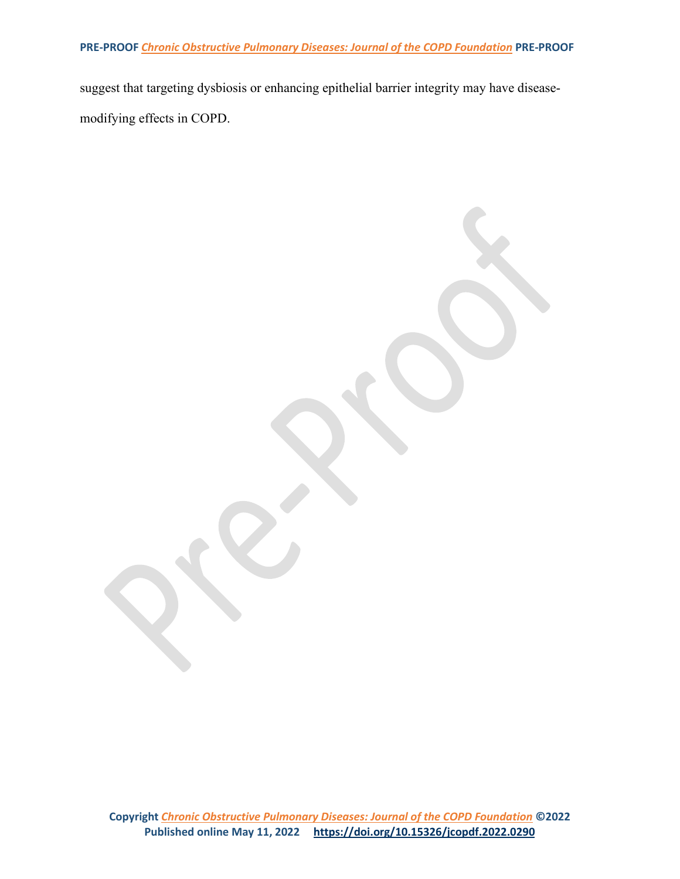suggest that targeting dysbiosis or enhancing epithelial barrier integrity may have disease-modifying effects in COPD.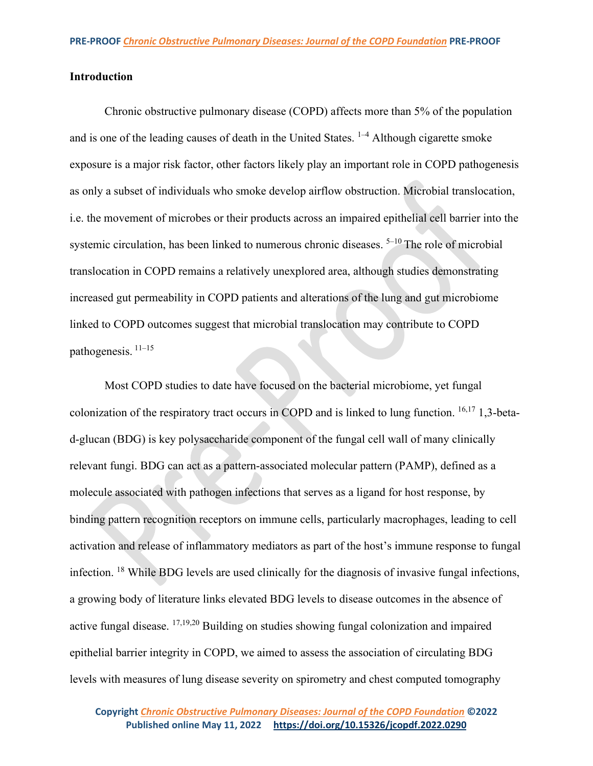## Introduction

Chronic obstructive pulmonary disease (COPD) affects more than 5% of the population and is one of the leading causes of death in the United States. [1–4] Although cigarette smoke exposure is a major risk factor, other factors likely play an important role in COPD pathogenesis as only a subset of individuals who smoke develop airflow obstruction. Microbial translocation, i.e. the movement of microbes or their products across an impaired epithelial cell barrier into the systemic circulation, has been linked to numerous chronic diseases. [5–10] The role of microbial translocation in COPD remains a relatively unexplored area, although studies demonstrating increased gut permeability in COPD patients and alterations of the lung and gut microbiome linked to COPD outcomes suggest that microbial translocation may contribute to COPD pathogenesis. [11–15]

Most COPD studies to date have focused on the bacterial microbiome, yet fungal colonization of the respiratory tract occurs in COPD and is linked to lung function. [16,17] 1,3-beta-d-glucan (BDG) is key polysaccharide component of the fungal cell wall of many clinically relevant fungi. BDG can act as a pattern-associated molecular pattern (PAMP), defined as a molecule associated with pathogen infections that serves as a ligand for host response, by binding pattern recognition receptors on immune cells, particularly macrophages, leading to cell activation and release of inflammatory mediators as part of the host's immune response to fungal infection. [18] While BDG levels are used clinically for the diagnosis of invasive fungal infections, a growing body of literature links elevated BDG levels to disease outcomes in the absence of active fungal disease. [17,19,20] Building on studies showing fungal colonization and impaired epithelial barrier integrity in COPD, we aimed to assess the association of circulating BDG levels with measures of lung disease severity on spirometry and chest computed tomography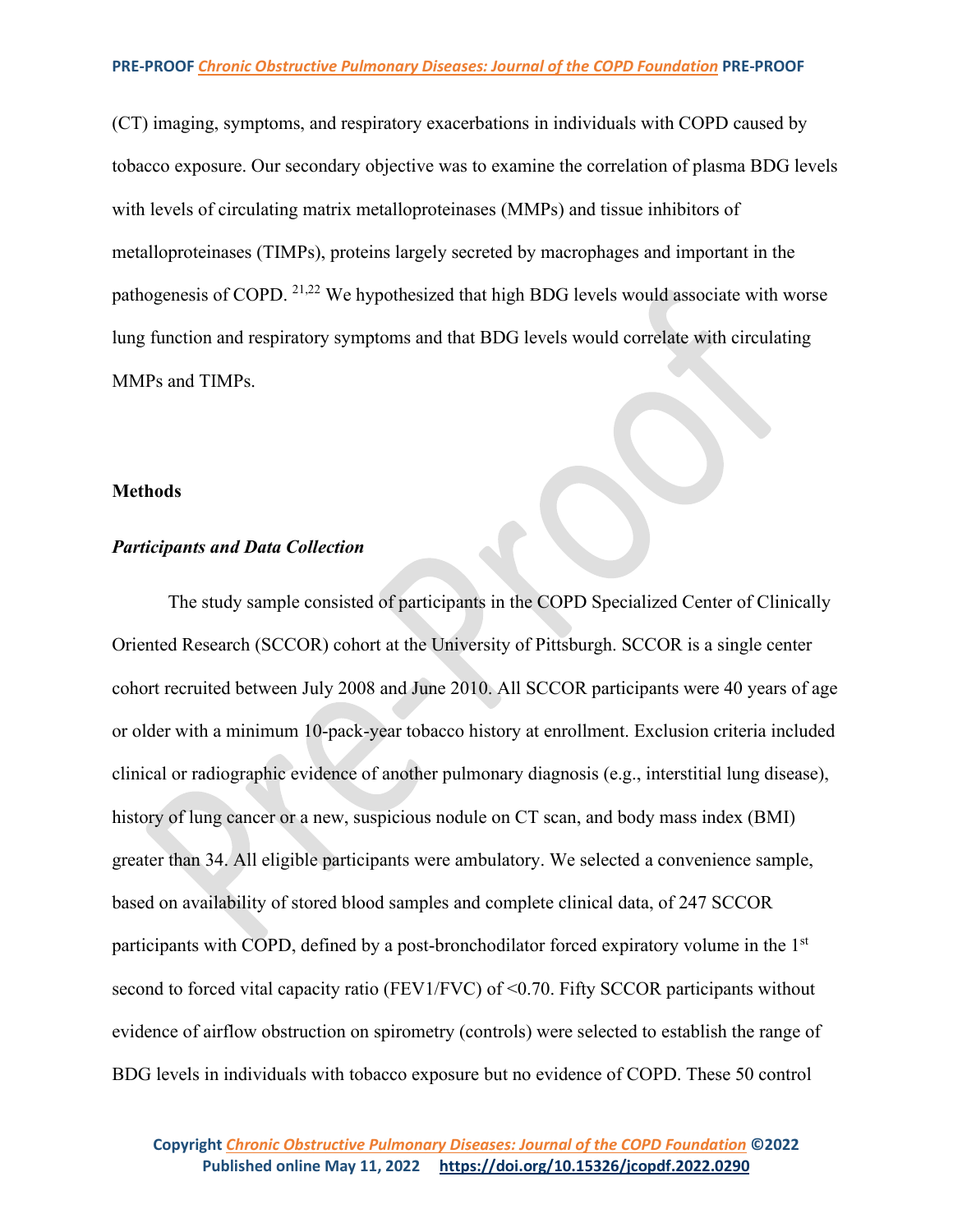(CT) imaging, symptoms, and respiratory exacerbations in individuals with COPD caused by tobacco exposure. Our secondary objective was to examine the correlation of plasma BDG levels with levels of circulating matrix metalloproteinases (MMPs) and tissue inhibitors of metalloproteinases (TIMPs), proteins largely secreted by macrophages and important in the pathogenesis of COPD. [21,22] We hypothesized that high BDG levels would associate with worse lung function and respiratory symptoms and that BDG levels would correlate with circulating MMPs and TIMPs.

## Methods

### *Participants and Data Collection*

The study sample consisted of participants in the COPD Specialized Center of Clinically Oriented Research (SCCOR) cohort at the University of Pittsburgh. SCCOR is a single center cohort recruited between July 2008 and June 2010. All SCCOR participants were 40 years of age or older with a minimum 10-pack-year tobacco history at enrollment. Exclusion criteria included clinical or radiographic evidence of another pulmonary diagnosis (e.g., interstitial lung disease), history of lung cancer or a new, suspicious nodule on CT scan, and body mass index (BMI) greater than 34. All eligible participants were ambulatory. We selected a convenience sample, based on availability of stored blood samples and complete clinical data, of 247 SCCOR participants with COPD, defined by a post-bronchodilator forced expiratory volume in the 1st second to forced vital capacity ratio (FEV1/FVC) of <0.70. Fifty SCCOR participants without evidence of airflow obstruction on spirometry (controls) were selected to establish the range of BDG levels in individuals with tobacco exposure but no evidence of COPD. These 50 control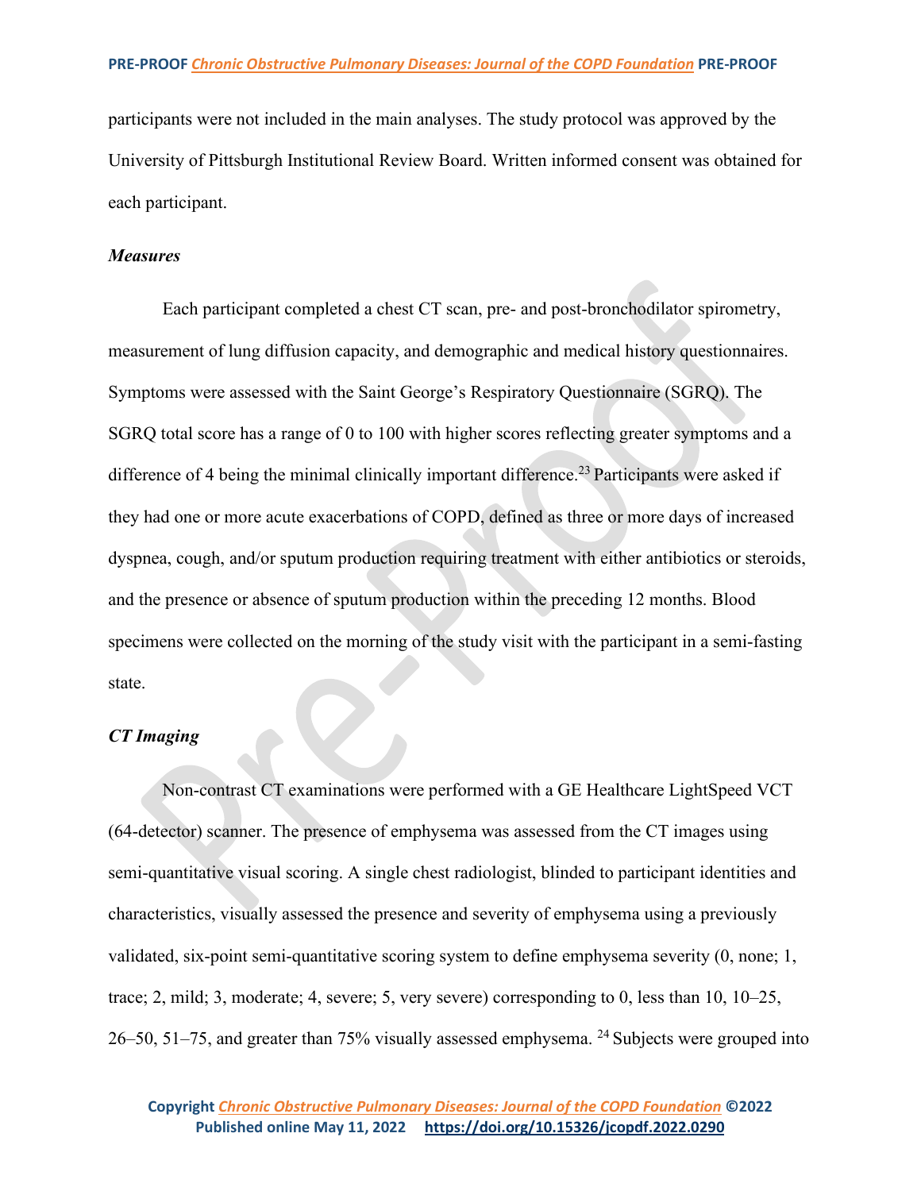participants were not included in the main analyses. The study protocol was approved by the University of Pittsburgh Institutional Review Board. Written informed consent was obtained for each participant.

### *Measures*

Each participant completed a chest CT scan, pre- and post-bronchodilator spirometry, measurement of lung diffusion capacity, and demographic and medical history questionnaires. Symptoms were assessed with the Saint George's Respiratory Questionnaire (SGRQ). The SGRQ total score has a range of 0 to 100 with higher scores reflecting greater symptoms and a difference of 4 being the minimal clinically important difference.[23] Participants were asked if they had one or more acute exacerbations of COPD, defined as three or more days of increased dyspnea, cough, and/or sputum production requiring treatment with either antibiotics or steroids, and the presence or absence of sputum production within the preceding 12 months. Blood specimens were collected on the morning of the study visit with the participant in a semi-fasting state.

### *CT Imaging*

Non-contrast CT examinations were performed with a GE Healthcare LightSpeed VCT (64-detector) scanner. The presence of emphysema was assessed from the CT images using semi-quantitative visual scoring. A single chest radiologist, blinded to participant identities and characteristics, visually assessed the presence and severity of emphysema using a previously validated, six-point semi-quantitative scoring system to define emphysema severity (0, none; 1, trace; 2, mild; 3, moderate; 4, severe; 5, very severe) corresponding to 0, less than 10, 10–25, 26–50, 51–75, and greater than 75% visually assessed emphysema. [24] Subjects were grouped into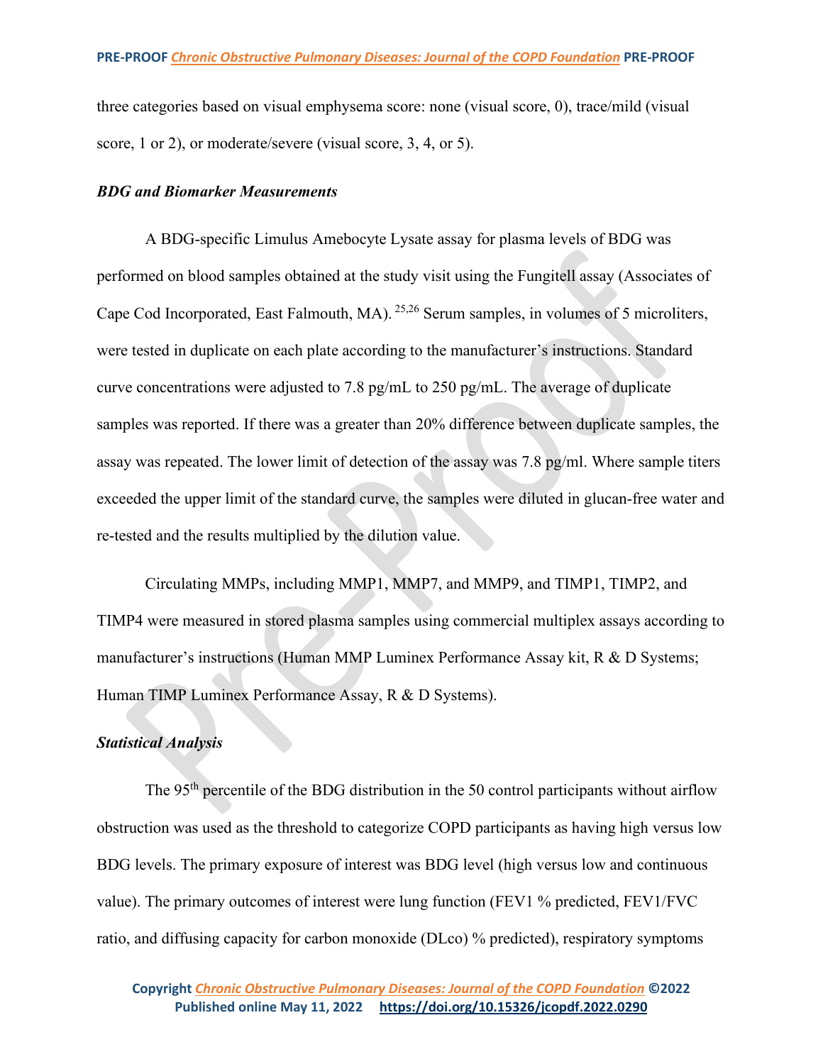three categories based on visual emphysema score: none (visual score, 0), trace/mild (visual score, 1 or 2), or moderate/severe (visual score, 3, 4, or 5).

### *BDG and Biomarker Measurements*

A BDG-specific Limulus Amebocyte Lysate assay for plasma levels of BDG was performed on blood samples obtained at the study visit using the Fungitell assay (Associates of Cape Cod Incorporated, East Falmouth, MA).[25,26] Serum samples, in volumes of 5 microliters, were tested in duplicate on each plate according to the manufacturer's instructions. Standard curve concentrations were adjusted to 7.8 pg/mL to 250 pg/mL. The average of duplicate samples was reported. If there was a greater than 20% difference between duplicate samples, the assay was repeated. The lower limit of detection of the assay was 7.8 pg/ml. Where sample titers exceeded the upper limit of the standard curve, the samples were diluted in glucan-free water and re-tested and the results multiplied by the dilution value.

Circulating MMPs, including MMP1, MMP7, and MMP9, and TIMP1, TIMP2, and TIMP4 were measured in stored plasma samples using commercial multiplex assays according to manufacturer's instructions (Human MMP Luminex Performance Assay kit, R & D Systems; Human TIMP Luminex Performance Assay, R & D Systems).

### *Statistical Analysis*

The 95th percentile of the BDG distribution in the 50 control participants without airflow obstruction was used as the threshold to categorize COPD participants as having high versus low BDG levels. The primary exposure of interest was BDG level (high versus low and continuous value). The primary outcomes of interest were lung function (FEV1 % predicted, FEV1/FVC ratio, and diffusing capacity for carbon monoxide (DLco) % predicted), respiratory symptoms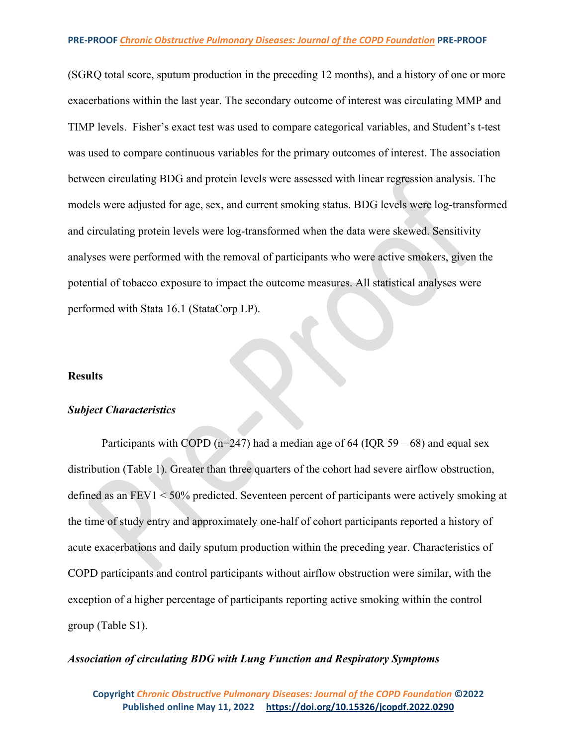(SGRQ total score, sputum production in the preceding 12 months), and a history of one or more exacerbations within the last year. The secondary outcome of interest was circulating MMP and TIMP levels. Fisher's exact test was used to compare categorical variables, and Student's t-test was used to compare continuous variables for the primary outcomes of interest. The association between circulating BDG and protein levels were assessed with linear regression analysis. The models were adjusted for age, sex, and current smoking status. BDG levels were log-transformed and circulating protein levels were log-transformed when the data were skewed. Sensitivity analyses were performed with the removal of participants who were active smokers, given the potential of tobacco exposure to impact the outcome measures. All statistical analyses were performed with Stata 16.1 (StataCorp LP).

## Results

### *Subject Characteristics*

Participants with COPD (n=247) had a median age of 64 (IQR 59 – 68) and equal sex distribution (Table 1). Greater than three quarters of the cohort had severe airflow obstruction, defined as an FEV1 < 50% predicted. Seventeen percent of participants were actively smoking at the time of study entry and approximately one-half of cohort participants reported a history of acute exacerbations and daily sputum production within the preceding year. Characteristics of COPD participants and control participants without airflow obstruction were similar, with the exception of a higher percentage of participants reporting active smoking within the control group (Table S1).

### *Association of circulating BDG with Lung Function and Respiratory Symptoms*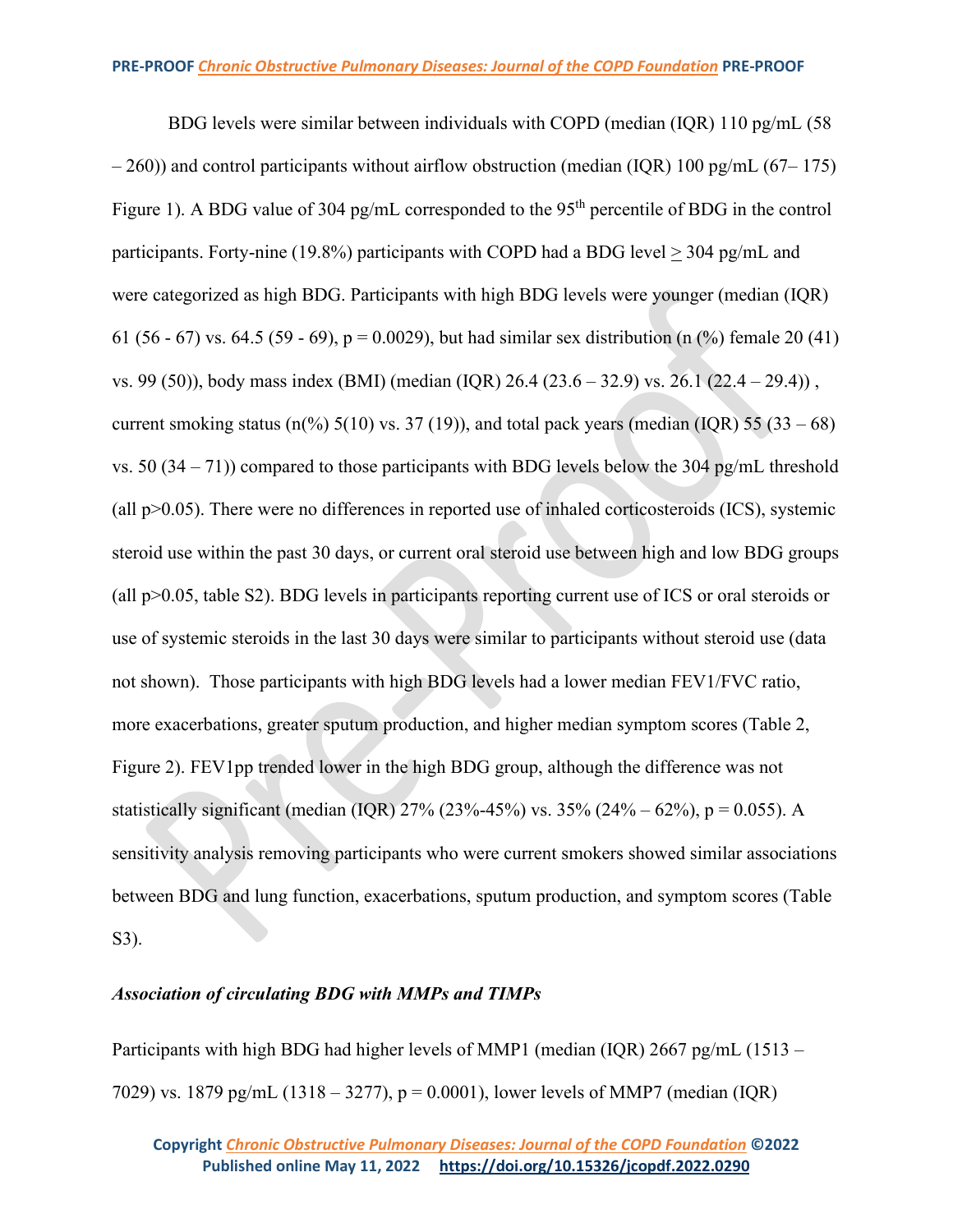BDG levels were similar between individuals with COPD (median (IQR) 110 pg/mL (58 – 260)) and control participants without airflow obstruction (median (IQR) 100 pg/mL (67– 175) Figure 1). A BDG value of 304 pg/mL corresponded to the 95[th] percentile of BDG in the control participants. Forty-nine (19.8%) participants with COPD had a BDG level $\geq$ 304 pg/mL and were categorized as high BDG. Participants with high BDG levels were younger (median (IQR) 61 (56 - 67) vs. 64.5 (59 - 69), p = 0.0029), but had similar sex distribution (n (%) female 20 (41) vs. 99 (50)), body mass index (BMI) (median (IQR) 26.4 (23.6 – 32.9) vs. 26.1 (22.4 – 29.4)) , current smoking status (n(%) 5(10) vs. 37 (19)), and total pack years (median (IQR) 55 (33 – 68) vs. 50 (34 – 71)) compared to those participants with BDG levels below the 304 pg/mL threshold (all p>0.05). There were no differences in reported use of inhaled corticosteroids (ICS), systemic steroid use within the past 30 days, or current oral steroid use between high and low BDG groups (all p>0.05, table S2). BDG levels in participants reporting current use of ICS or oral steroids or use of systemic steroids in the last 30 days were similar to participants without steroid use (data not shown). Those participants with high BDG levels had a lower median FEV1/FVC ratio, more exacerbations, greater sputum production, and higher median symptom scores (Table 2, Figure 2). FEV1pp trended lower in the high BDG group, although the difference was not statistically significant (median (IQR) 27% (23%-45%) vs. 35% (24% – 62%), p = 0.055). A sensitivity analysis removing participants who were current smokers showed similar associations between BDG and lung function, exacerbations, sputum production, and symptom scores (Table S3).

### *Association of circulating BDG with MMPs and TIMPs*

Participants with high BDG had higher levels of MMP1 (median (IQR) 2667 pg/mL (1513 – 7029) vs. 1879 pg/mL (1318 – 3277), p = 0.0001), lower levels of MMP7 (median (IQR)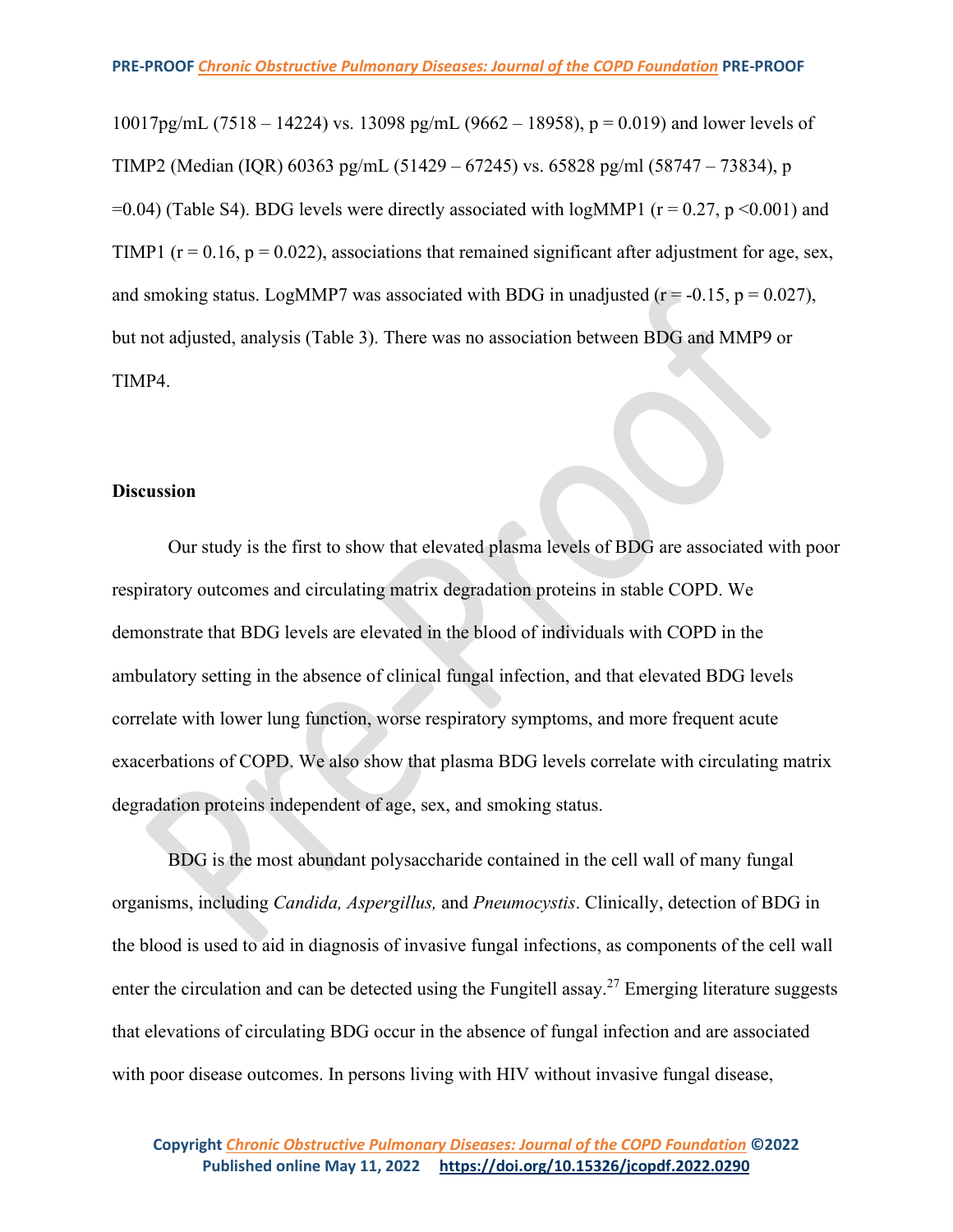10017pg/mL (7518 – 14224) vs. 13098 pg/mL (9662 – 18958), $p = 0.019$) and lower levels of TIMP2 (Median (IQR) 60363 pg/mL (51429 – 67245) vs. 65828 pg/ml (58747 – 73834), $p = 0.04$) (Table S4). BDG levels were directly associated with logMMP1 ($r = 0.27$, $p < 0.001$) and TIMP1 ($r = 0.16$, $p = 0.022$), associations that remained significant after adjustment for age, sex, and smoking status. LogMMP7 was associated with BDG in unadjusted ($r = -0.15$, $p = 0.027$), but not adjusted, analysis (Table 3). There was no association between BDG and MMP9 or TIMP4.

## Discussion

Our study is the first to show that elevated plasma levels of BDG are associated with poor respiratory outcomes and circulating matrix degradation proteins in stable COPD. We demonstrate that BDG levels are elevated in the blood of individuals with COPD in the ambulatory setting in the absence of clinical fungal infection, and that elevated BDG levels correlate with lower lung function, worse respiratory symptoms, and more frequent acute exacerbations of COPD. We also show that plasma BDG levels correlate with circulating matrix degradation proteins independent of age, sex, and smoking status.

BDG is the most abundant polysaccharide contained in the cell wall of many fungal organisms, including *Candida, Aspergillus,* and *Pneumocystis*. Clinically, detection of BDG in the blood is used to aid in diagnosis of invasive fungal infections, as components of the cell wall enter the circulation and can be detected using the Fungitell assay.[27] Emerging literature suggests that elevations of circulating BDG occur in the absence of fungal infection and are associated with poor disease outcomes. In persons living with HIV without invasive fungal disease,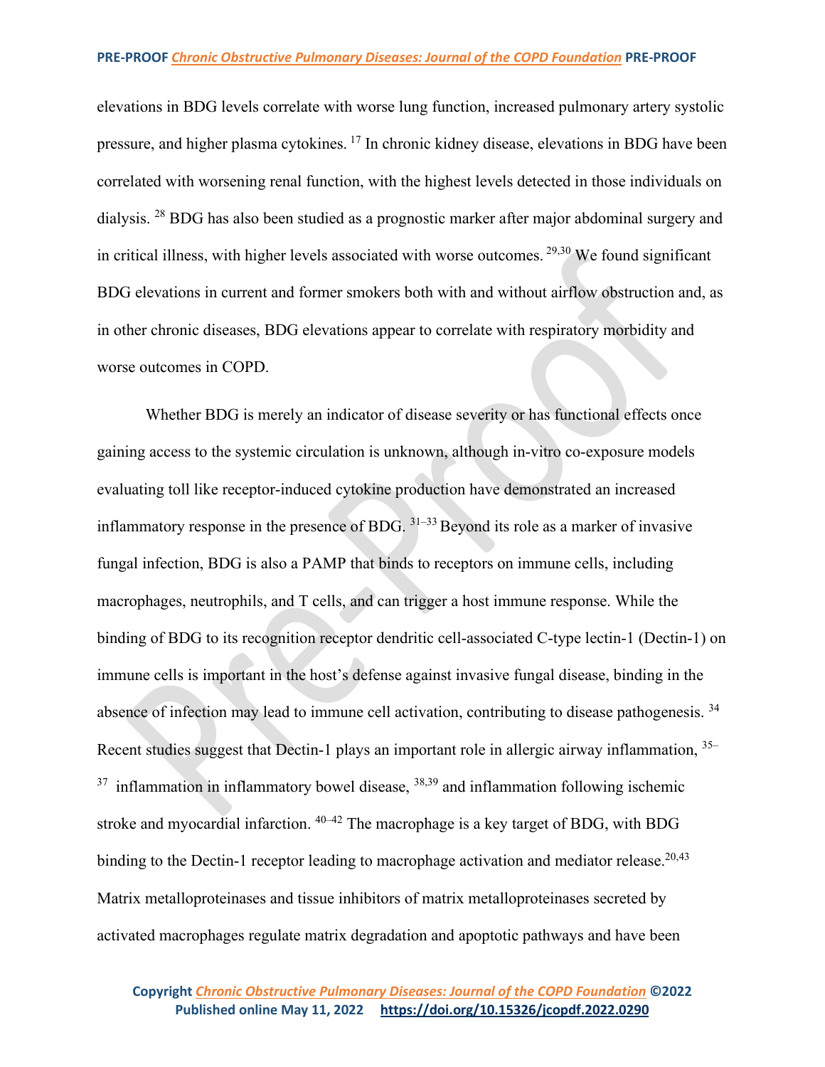elevations in BDG levels correlate with worse lung function, increased pulmonary artery systolic pressure, and higher plasma cytokines. [17] In chronic kidney disease, elevations in BDG have been correlated with worsening renal function, with the highest levels detected in those individuals on dialysis. [28] BDG has also been studied as a prognostic marker after major abdominal surgery and in critical illness, with higher levels associated with worse outcomes. [29,30] We found significant BDG elevations in current and former smokers both with and without airflow obstruction and, as in other chronic diseases, BDG elevations appear to correlate with respiratory morbidity and worse outcomes in COPD.

Whether BDG is merely an indicator of disease severity or has functional effects once gaining access to the systemic circulation is unknown, although in-vitro co-exposure models evaluating toll like receptor-induced cytokine production have demonstrated an increased inflammatory response in the presence of BDG. [31–33] Beyond its role as a marker of invasive fungal infection, BDG is also a PAMP that binds to receptors on immune cells, including macrophages, neutrophils, and T cells, and can trigger a host immune response. While the binding of BDG to its recognition receptor dendritic cell-associated C-type lectin-1 (Dectin-1) on immune cells is important in the host's defense against invasive fungal disease, binding in the absence of infection may lead to immune cell activation, contributing to disease pathogenesis. [34] Recent studies suggest that Dectin-1 plays an important role in allergic airway inflammation, [35–37] inflammation in inflammatory bowel disease, [38,39] and inflammation following ischemic stroke and myocardial infarction. [40–42] The macrophage is a key target of BDG, with BDG binding to the Dectin-1 receptor leading to macrophage activation and mediator release.[20,43] Matrix metalloproteinases and tissue inhibitors of matrix metalloproteinases secreted by activated macrophages regulate matrix degradation and apoptotic pathways and have been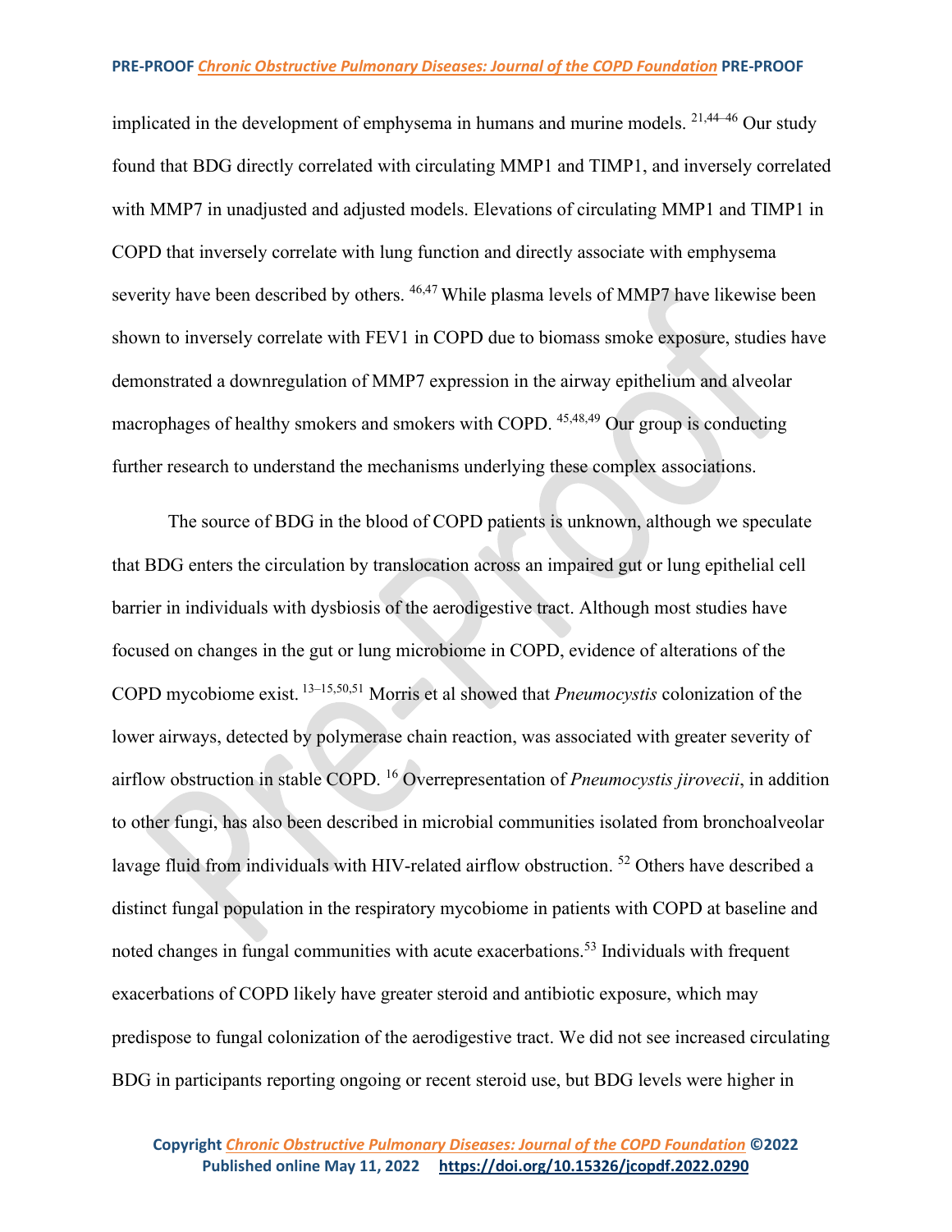implicated in the development of emphysema in humans and murine models. [21,44–46] Our study found that BDG directly correlated with circulating MMP1 and TIMP1, and inversely correlated with MMP7 in unadjusted and adjusted models. Elevations of circulating MMP1 and TIMP1 in COPD that inversely correlate with lung function and directly associate with emphysema severity have been described by others. [46,47] While plasma levels of MMP7 have likewise been shown to inversely correlate with FEV1 in COPD due to biomass smoke exposure, studies have demonstrated a downregulation of MMP7 expression in the airway epithelium and alveolar macrophages of healthy smokers and smokers with COPD. [45,48,49] Our group is conducting further research to understand the mechanisms underlying these complex associations.

The source of BDG in the blood of COPD patients is unknown, although we speculate that BDG enters the circulation by translocation across an impaired gut or lung epithelial cell barrier in individuals with dysbiosis of the aerodigestive tract. Although most studies have focused on changes in the gut or lung microbiome in COPD, evidence of alterations of the COPD mycobiome exist. [13–15,50,51] Morris et al showed that *Pneumocystis* colonization of the lower airways, detected by polymerase chain reaction, was associated with greater severity of airflow obstruction in stable COPD. [16] Overrepresentation of *Pneumocystis jirovecii*, in addition to other fungi, has also been described in microbial communities isolated from bronchoalveolar lavage fluid from individuals with HIV-related airflow obstruction. [52] Others have described a distinct fungal population in the respiratory mycobiome in patients with COPD at baseline and noted changes in fungal communities with acute exacerbations.[53] Individuals with frequent exacerbations of COPD likely have greater steroid and antibiotic exposure, which may predispose to fungal colonization of the aerodigestive tract. We did not see increased circulating BDG in participants reporting ongoing or recent steroid use, but BDG levels were higher in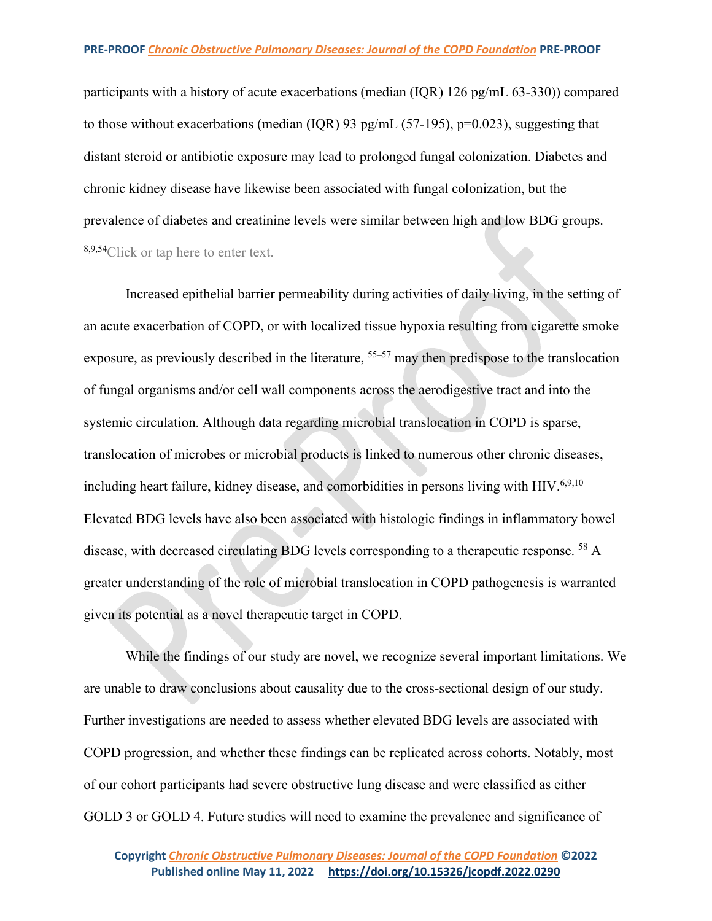participants with a history of acute exacerbations (median (IQR) 126 pg/mL 63-330)) compared to those without exacerbations (median (IQR) 93 pg/mL (57-195), p=0.023), suggesting that distant steroid or antibiotic exposure may lead to prolonged fungal colonization. Diabetes and chronic kidney disease have likewise been associated with fungal colonization, but the prevalence of diabetes and creatinine levels were similar between high and low BDG groups.[8,9,54]Click or tap here to enter text.

Increased epithelial barrier permeability during activities of daily living, in the setting of an acute exacerbation of COPD, or with localized tissue hypoxia resulting from cigarette smoke exposure, as previously described in the literature, [55–57] may then predispose to the translocation of fungal organisms and/or cell wall components across the aerodigestive tract and into the systemic circulation. Although data regarding microbial translocation in COPD is sparse, translocation of microbes or microbial products is linked to numerous other chronic diseases, including heart failure, kidney disease, and comorbidities in persons living with HIV.[6,9,10] Elevated BDG levels have also been associated with histologic findings in inflammatory bowel disease, with decreased circulating BDG levels corresponding to a therapeutic response. [58] A greater understanding of the role of microbial translocation in COPD pathogenesis is warranted given its potential as a novel therapeutic target in COPD.

While the findings of our study are novel, we recognize several important limitations. We are unable to draw conclusions about causality due to the cross-sectional design of our study. Further investigations are needed to assess whether elevated BDG levels are associated with COPD progression, and whether these findings can be replicated across cohorts. Notably, most of our cohort participants had severe obstructive lung disease and were classified as either GOLD 3 or GOLD 4. Future studies will need to examine the prevalence and significance of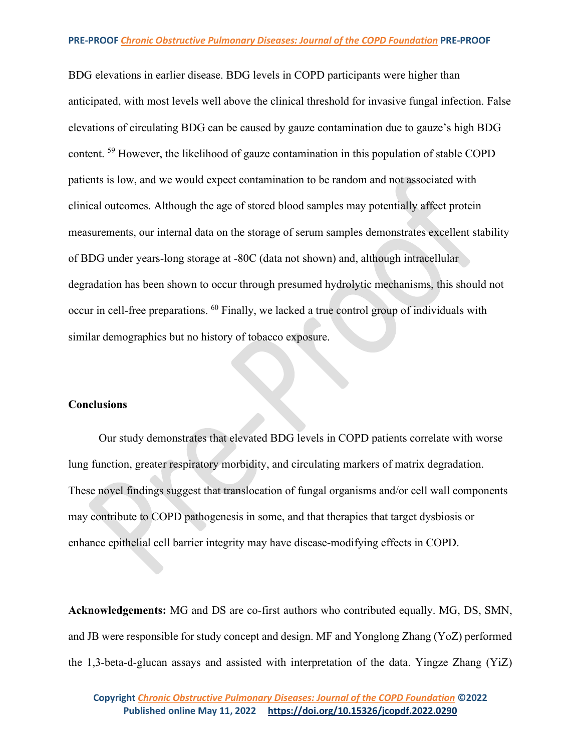BDG elevations in earlier disease. BDG levels in COPD participants were higher than anticipated, with most levels well above the clinical threshold for invasive fungal infection. False elevations of circulating BDG can be caused by gauze contamination due to gauze's high BDG content. [59] However, the likelihood of gauze contamination in this population of stable COPD patients is low, and we would expect contamination to be random and not associated with clinical outcomes. Although the age of stored blood samples may potentially affect protein measurements, our internal data on the storage of serum samples demonstrates excellent stability of BDG under years-long storage at -80C (data not shown) and, although intracellular degradation has been shown to occur through presumed hydrolytic mechanisms, this should not occur in cell-free preparations. [60] Finally, we lacked a true control group of individuals with similar demographics but no history of tobacco exposure.

## Conclusions

Our study demonstrates that elevated BDG levels in COPD patients correlate with worse lung function, greater respiratory morbidity, and circulating markers of matrix degradation. These novel findings suggest that translocation of fungal organisms and/or cell wall components may contribute to COPD pathogenesis in some, and that therapies that target dysbiosis or enhance epithelial cell barrier integrity may have disease-modifying effects in COPD.

**Acknowledgements:** MG and DS are co-first authors who contributed equally. MG, DS, SMN, and JB were responsible for study concept and design. MF and Yonglong Zhang (YoZ) performed the 1,3-beta-d-glucan assays and assisted with interpretation of the data. Yingze Zhang (YiZ)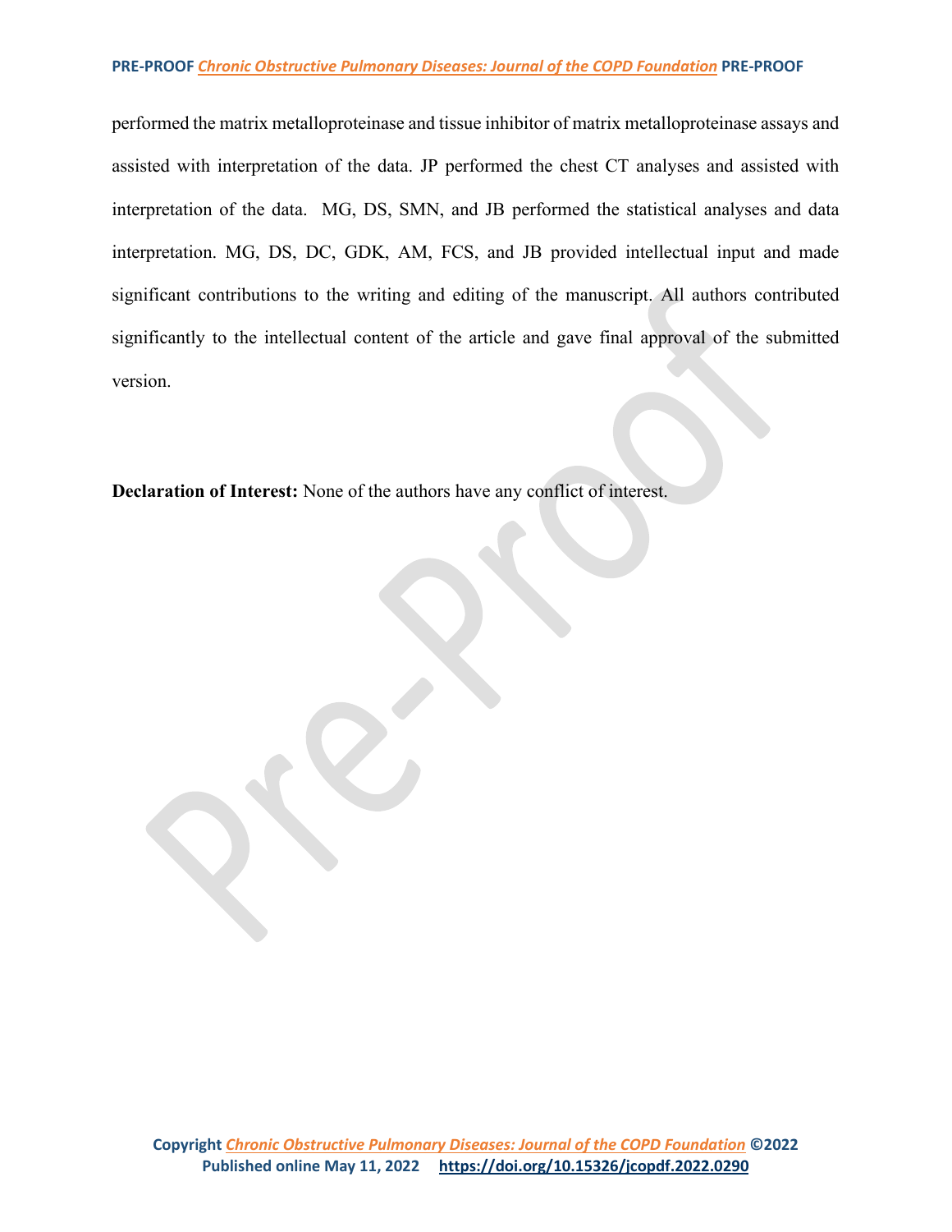performed the matrix metalloproteinase and tissue inhibitor of matrix metalloproteinase assays and assisted with interpretation of the data. JP performed the chest CT analyses and assisted with interpretation of the data. MG, DS, SMN, and JB performed the statistical analyses and data interpretation. MG, DS, DC, GDK, AM, FCS, and JB provided intellectual input and made significant contributions to the writing and editing of the manuscript. All authors contributed significantly to the intellectual content of the article and gave final approval of the submitted version.

**Declaration of Interest:** None of the authors have any conflict of interest.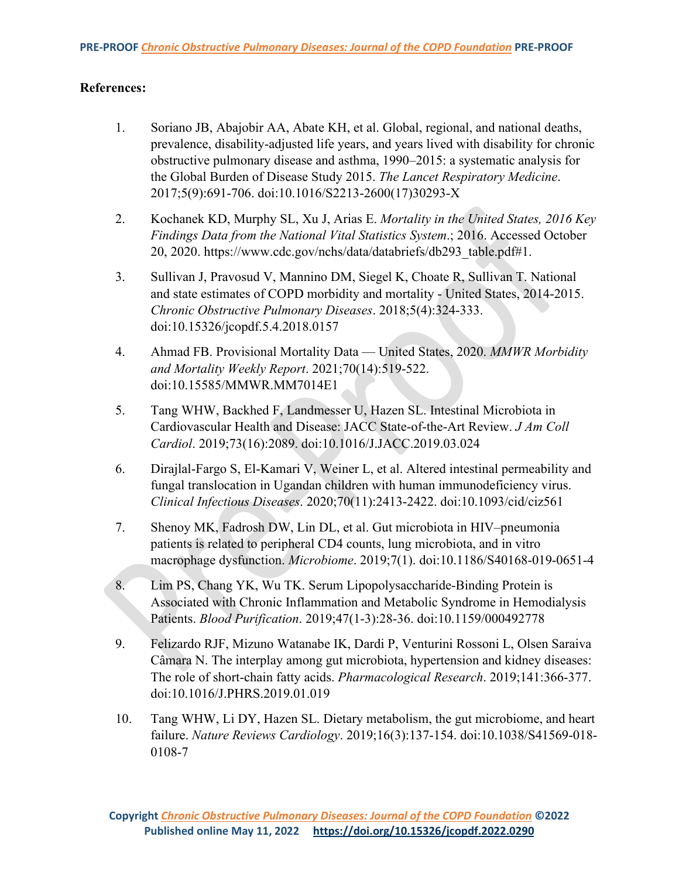**References:**

1. Soriano JB, Abajobir AA, Abate KH, et al. Global, regional, and national deaths, prevalence, disability-adjusted life years, and years lived with disability for chronic obstructive pulmonary disease and asthma, 1990–2015: a systematic analysis for the Global Burden of Disease Study 2015. *The Lancet Respiratory Medicine*. 2017;5(9):691-706. doi:10.1016/S2213-2600(17)30293-X
2. Kochanek KD, Murphy SL, Xu J, Arias E. *Mortality in the United States, 2016 Key Findings Data from the National Vital Statistics System*.; 2016. Accessed October 20, 2020. https://www.cdc.gov/nchs/data/databriefs/db293_table.pdf#1.
3. Sullivan J, Pravosud V, Mannino DM, Siegel K, Choate R, Sullivan T. National and state estimates of COPD morbidity and mortality - United States, 2014-2015. *Chronic Obstructive Pulmonary Diseases*. 2018;5(4):324-333. doi:10.15326/jcopdf.5.4.2018.0157
4. Ahmad FB. Provisional Mortality Data — United States, 2020. *MMWR Morbidity and Mortality Weekly Report*. 2021;70(14):519-522. doi:10.15585/MMWR.MM7014E1
5. Tang WHW, Backhed F, Landmesser U, Hazen SL. Intestinal Microbiota in Cardiovascular Health and Disease: JACC State-of-the-Art Review. *J Am Coll Cardiol*. 2019;73(16):2089. doi:10.1016/J.JACC.2019.03.024
6. Dirajlal-Fargo S, El-Kamari V, Weiner L, et al. Altered intestinal permeability and fungal translocation in Ugandan children with human immunodeficiency virus. *Clinical Infectious Diseases*. 2020;70(11):2413-2422. doi:10.1093/cid/ciz561
7. Shenoy MK, Fadrosh DW, Lin DL, et al. Gut microbiota in HIV–pneumonia patients is related to peripheral CD4 counts, lung microbiota, and in vitro macrophage dysfunction. *Microbiome*. 2019;7(1). doi:10.1186/S40168-019-0651-4
8. Lim PS, Chang YK, Wu TK. Serum Lipopolysaccharide-Binding Protein is Associated with Chronic Inflammation and Metabolic Syndrome in Hemodialysis Patients. *Blood Purification*. 2019;47(1-3):28-36. doi:10.1159/000492778
9. Felizardo RJF, Mizuno Watanabe IK, Dardi P, Venturini Rossoni L, Olsen Saraiva Câmara N. The interplay among gut microbiota, hypertension and kidney diseases: The role of short-chain fatty acids. *Pharmacological Research*. 2019;141:366-377. doi:10.1016/J.PHRS.2019.01.019
10. Tang WHW, Li DY, Hazen SL. Dietary metabolism, the gut microbiome, and heart failure. *Nature Reviews Cardiology*. 2019;16(3):137-154. doi:10.1038/S41569-018-0108-7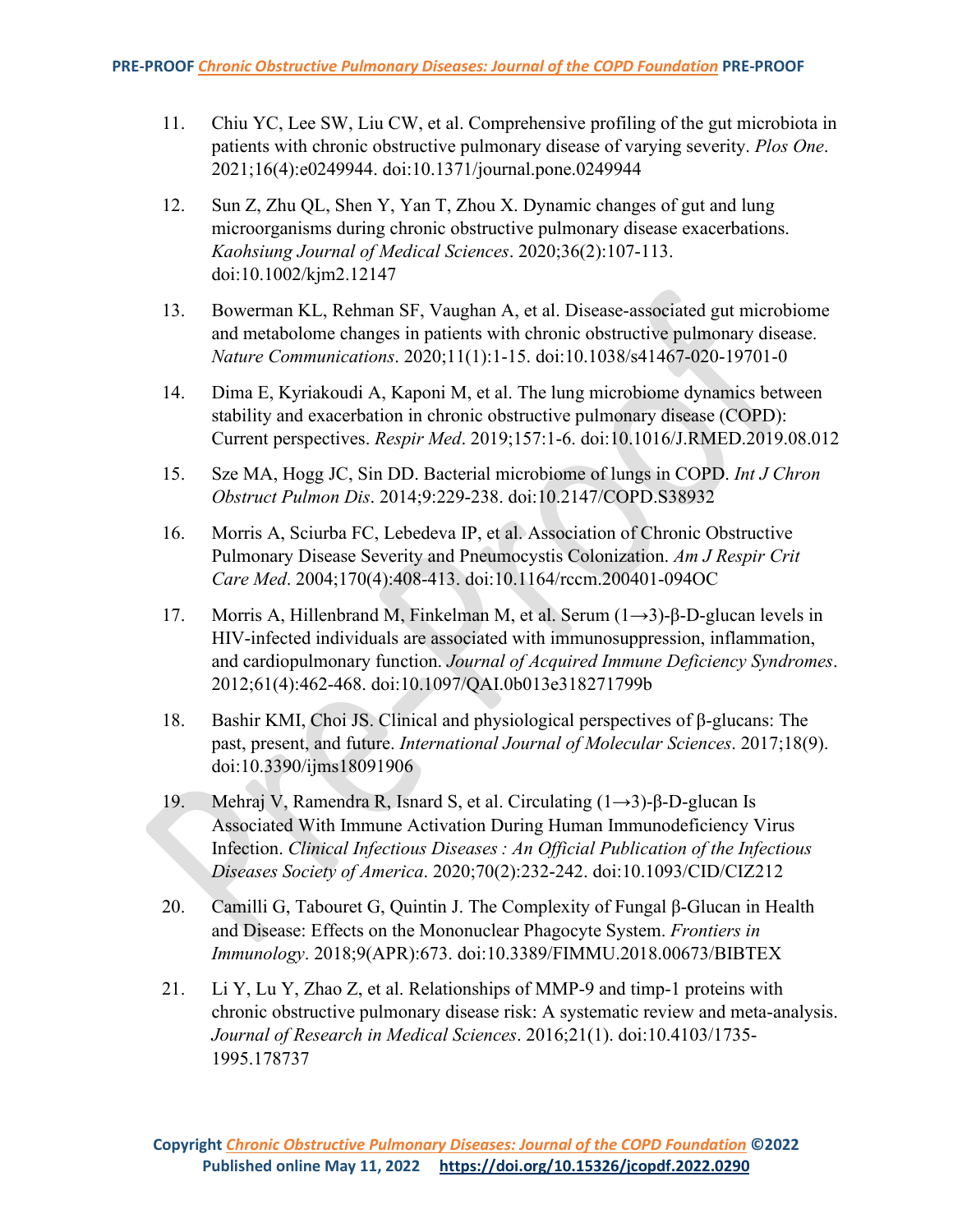11. Chiu YC, Lee SW, Liu CW, et al. Comprehensive profiling of the gut microbiota in patients with chronic obstructive pulmonary disease of varying severity. *Plos One*. 2021;16(4):e0249944. doi:10.1371/journal.pone.0249944

12. Sun Z, Zhu QL, Shen Y, Yan T, Zhou X. Dynamic changes of gut and lung microorganisms during chronic obstructive pulmonary disease exacerbations. *Kaohsiung Journal of Medical Sciences*. 2020;36(2):107-113. doi:10.1002/kjm2.12147

13. Bowerman KL, Rehman SF, Vaughan A, et al. Disease-associated gut microbiome and metabolome changes in patients with chronic obstructive pulmonary disease. *Nature Communications*. 2020;11(1):1-15. doi:10.1038/s41467-020-19701-0

14. Dima E, Kyriakoudi A, Kaponi M, et al. The lung microbiome dynamics between stability and exacerbation in chronic obstructive pulmonary disease (COPD): Current perspectives. *Respir Med*. 2019;157:1-6. doi:10.1016/J.RMED.2019.08.012

15. Sze MA, Hogg JC, Sin DD. Bacterial microbiome of lungs in COPD. *Int J Chron Obstruct Pulmon Dis*. 2014;9:229-238. doi:10.2147/COPD.S38932

16. Morris A, Sciurba FC, Lebedeva IP, et al. Association of Chronic Obstructive Pulmonary Disease Severity and Pneumocystis Colonization. *Am J Respir Crit Care Med*. 2004;170(4):408-413. doi:10.1164/rccm.200401-094OC

17. Morris A, Hillenbrand M, Finkelman M, et al. Serum (1→3)-β-D-glucan levels in HIV-infected individuals are associated with immunosuppression, inflammation, and cardiopulmonary function. *Journal of Acquired Immune Deficiency Syndromes*. 2012;61(4):462-468. doi:10.1097/QAI.0b013e318271799b

18. Bashir KMI, Choi JS. Clinical and physiological perspectives of β-glucans: The past, present, and future. *International Journal of Molecular Sciences*. 2017;18(9). doi:10.3390/ijms18091906

19. Mehraj V, Ramendra R, Isnard S, et al. Circulating (1→3)-β-D-glucan Is Associated With Immune Activation During Human Immunodeficiency Virus Infection. *Clinical Infectious Diseases : An Official Publication of the Infectious Diseases Society of America*. 2020;70(2):232-242. doi:10.1093/CID/CIZ212

20. Camilli G, Tabouret G, Quintin J. The Complexity of Fungal β-Glucan in Health and Disease: Effects on the Mononuclear Phagocyte System. *Frontiers in Immunology*. 2018;9(APR):673. doi:10.3389/FIMMU.2018.00673/BIBTEX

21. Li Y, Lu Y, Zhao Z, et al. Relationships of MMP-9 and timp-1 proteins with chronic obstructive pulmonary disease risk: A systematic review and meta-analysis. *Journal of Research in Medical Sciences*. 2016;21(1). doi:10.4103/1735-1995.178737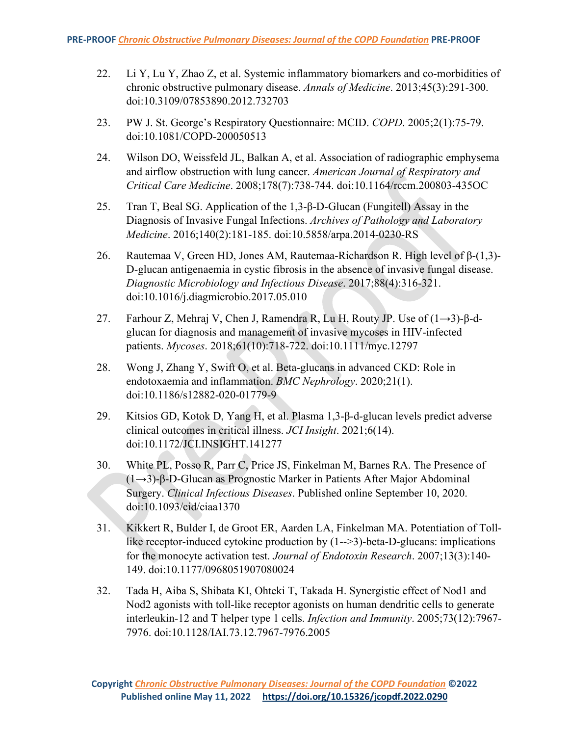22. Li Y, Lu Y, Zhao Z, et al. Systemic inflammatory biomarkers and co-morbidities of chronic obstructive pulmonary disease. *Annals of Medicine*. 2013;45(3):291-300. doi:10.3109/07853890.2012.732703

23. PW J. St. George's Respiratory Questionnaire: MCID. *COPD*. 2005;2(1):75-79. doi:10.1081/COPD-200050513

24. Wilson DO, Weissfeld JL, Balkan A, et al. Association of radiographic emphysema and airflow obstruction with lung cancer. *American Journal of Respiratory and Critical Care Medicine*. 2008;178(7):738-744. doi:10.1164/rccm.200803-435OC

25. Tran T, Beal SG. Application of the 1,3-β-D-Glucan (Fungitell) Assay in the Diagnosis of Invasive Fungal Infections. *Archives of Pathology and Laboratory Medicine*. 2016;140(2):181-185. doi:10.5858/arpa.2014-0230-RS

26. Rautemaa V, Green HD, Jones AM, Rautemaa-Richardson R. High level of β-(1,3)-D-glucan antigenaemia in cystic fibrosis in the absence of invasive fungal disease. *Diagnostic Microbiology and Infectious Disease*. 2017;88(4):316-321. doi:10.1016/j.diagmicrobio.2017.05.010

27. Farhour Z, Mehraj V, Chen J, Ramendra R, Lu H, Routy JP. Use of (1→3)-β-d-glucan for diagnosis and management of invasive mycoses in HIV-infected patients. *Mycoses*. 2018;61(10):718-722. doi:10.1111/myc.12797

28. Wong J, Zhang Y, Swift O, et al. Beta-glucans in advanced CKD: Role in endotoxaemia and inflammation. *BMC Nephrology*. 2020;21(1). doi:10.1186/s12882-020-01779-9

29. Kitsios GD, Kotok D, Yang H, et al. Plasma 1,3-β-d-glucan levels predict adverse clinical outcomes in critical illness. *JCI Insight*. 2021;6(14). doi:10.1172/JCI.INSIGHT.141277

30. White PL, Posso R, Parr C, Price JS, Finkelman M, Barnes RA. The Presence of (1→3)-β-D-Glucan as Prognostic Marker in Patients After Major Abdominal Surgery. *Clinical Infectious Diseases*. Published online September 10, 2020. doi:10.1093/cid/ciaa1370

31. Kikkert R, Bulder I, de Groot ER, Aarden LA, Finkelman MA. Potentiation of Toll-like receptor-induced cytokine production by (1-->3)-beta-D-glucans: implications for the monocyte activation test. *Journal of Endotoxin Research*. 2007;13(3):140-149. doi:10.1177/0968051907080024

32. Tada H, Aiba S, Shibata KI, Ohteki T, Takada H. Synergistic effect of Nod1 and Nod2 agonists with toll-like receptor agonists on human dendritic cells to generate interleukin-12 and T helper type 1 cells. *Infection and Immunity*. 2005;73(12):7967-7976. doi:10.1128/IAI.73.12.7967-7976.2005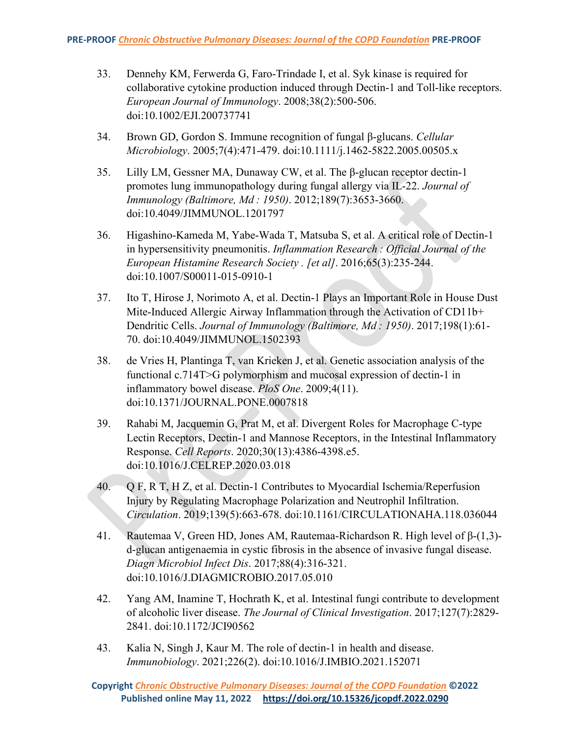33. Dennehy KM, Ferwerda G, Faro-Trindade I, et al. Syk kinase is required for collaborative cytokine production induced through Dectin-1 and Toll-like receptors. *European Journal of Immunology*. 2008;38(2):500-506. doi:10.1002/EJI.200737741

34. Brown GD, Gordon S. Immune recognition of fungal β-glucans. *Cellular Microbiology*. 2005;7(4):471-479. doi:10.1111/j.1462-5822.2005.00505.x

35. Lilly LM, Gessner MA, Dunaway CW, et al. The β-glucan receptor dectin-1 promotes lung immunopathology during fungal allergy via IL-22. *Journal of Immunology (Baltimore, Md : 1950)*. 2012;189(7):3653-3660. doi:10.4049/JIMMUNOL.1201797

36. Higashino-Kameda M, Yabe-Wada T, Matsuba S, et al. A critical role of Dectin-1 in hypersensitivity pneumonitis. *Inflammation Research : Official Journal of the European Histamine Research Society . [et al]*. 2016;65(3):235-244. doi:10.1007/S00011-015-0910-1

37. Ito T, Hirose J, Norimoto A, et al. Dectin-1 Plays an Important Role in House Dust Mite-Induced Allergic Airway Inflammation through the Activation of CD11b+ Dendritic Cells. *Journal of Immunology (Baltimore, Md : 1950)*. 2017;198(1):61-70. doi:10.4049/JIMMUNOL.1502393

38. de Vries H, Plantinga T, van Krieken J, et al. Genetic association analysis of the functional c.714T>G polymorphism and mucosal expression of dectin-1 in inflammatory bowel disease. *PloS One*. 2009;4(11). doi:10.1371/JOURNAL.PONE.0007818

39. Rahabi M, Jacquemin G, Prat M, et al. Divergent Roles for Macrophage C-type Lectin Receptors, Dectin-1 and Mannose Receptors, in the Intestinal Inflammatory Response. *Cell Reports*. 2020;30(13):4386-4398.e5. doi:10.1016/J.CELREP.2020.03.018

40. Q F, R T, H Z, et al. Dectin-1 Contributes to Myocardial Ischemia/Reperfusion Injury by Regulating Macrophage Polarization and Neutrophil Infiltration. *Circulation*. 2019;139(5):663-678. doi:10.1161/CIRCULATIONAHA.118.036044

41. Rautemaa V, Green HD, Jones AM, Rautemaa-Richardson R. High level of β-(1,3)-d-glucan antigenaemia in cystic fibrosis in the absence of invasive fungal disease. *Diagn Microbiol Infect Dis*. 2017;88(4):316-321. doi:10.1016/J.DIAGMICROBIO.2017.05.010

42. Yang AM, Inamine T, Hochrath K, et al. Intestinal fungi contribute to development of alcoholic liver disease. *The Journal of Clinical Investigation*. 2017;127(7):2829-2841. doi:10.1172/JCI90562

43. Kalia N, Singh J, Kaur M. The role of dectin-1 in health and disease. *Immunobiology*. 2021;226(2). doi:10.1016/J.IMBIO.2021.152071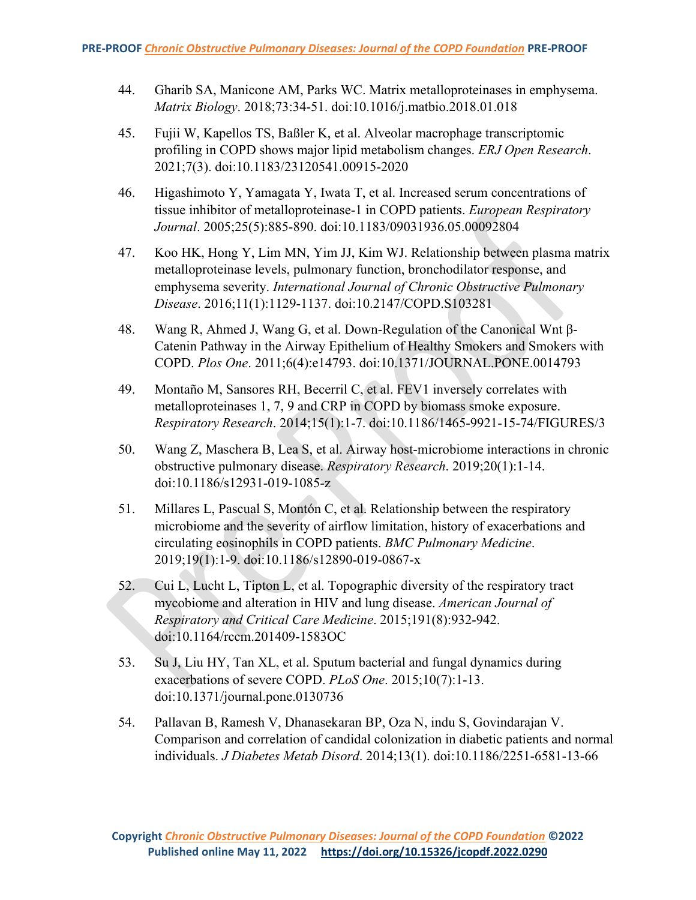44. Gharib SA, Manicone AM, Parks WC. Matrix metalloproteinases in emphysema. *Matrix Biology*. 2018;73:34-51. doi:10.1016/j.matbio.2018.01.018

45. Fujii W, Kapellos TS, Baßler K, et al. Alveolar macrophage transcriptomic profiling in COPD shows major lipid metabolism changes. *ERJ Open Research*. 2021;7(3). doi:10.1183/23120541.00915-2020

46. Higashimoto Y, Yamagata Y, Iwata T, et al. Increased serum concentrations of tissue inhibitor of metalloproteinase-1 in COPD patients. *European Respiratory Journal*. 2005;25(5):885-890. doi:10.1183/09031936.05.00092804

47. Koo HK, Hong Y, Lim MN, Yim JJ, Kim WJ. Relationship between plasma matrix metalloproteinase levels, pulmonary function, bronchodilator response, and emphysema severity. *International Journal of Chronic Obstructive Pulmonary Disease*. 2016;11(1):1129-1137. doi:10.2147/COPD.S103281

48. Wang R, Ahmed J, Wang G, et al. Down-Regulation of the Canonical Wnt β-Catenin Pathway in the Airway Epithelium of Healthy Smokers and Smokers with COPD. *Plos One*. 2011;6(4):e14793. doi:10.1371/JOURNAL.PONE.0014793

49. Montaño M, Sansores RH, Becerril C, et al. FEV1 inversely correlates with metalloproteinases 1, 7, 9 and CRP in COPD by biomass smoke exposure. *Respiratory Research*. 2014;15(1):1-7. doi:10.1186/1465-9921-15-74/FIGURES/3

50. Wang Z, Maschera B, Lea S, et al. Airway host-microbiome interactions in chronic obstructive pulmonary disease. *Respiratory Research*. 2019;20(1):1-14. doi:10.1186/s12931-019-1085-z

51. Millares L, Pascual S, Montón C, et al. Relationship between the respiratory microbiome and the severity of airflow limitation, history of exacerbations and circulating eosinophils in COPD patients. *BMC Pulmonary Medicine*. 2019;19(1):1-9. doi:10.1186/s12890-019-0867-x

52. Cui L, Lucht L, Tipton L, et al. Topographic diversity of the respiratory tract mycobiome and alteration in HIV and lung disease. *American Journal of Respiratory and Critical Care Medicine*. 2015;191(8):932-942. doi:10.1164/rccm.201409-1583OC

53. Su J, Liu HY, Tan XL, et al. Sputum bacterial and fungal dynamics during exacerbations of severe COPD. *PLoS One*. 2015;10(7):1-13. doi:10.1371/journal.pone.0130736

54. Pallavan B, Ramesh V, Dhanasekaran BP, Oza N, indu S, Govindarajan V. Comparison and correlation of candidal colonization in diabetic patients and normal individuals. *J Diabetes Metab Disord*. 2014;13(1). doi:10.1186/2251-6581-13-66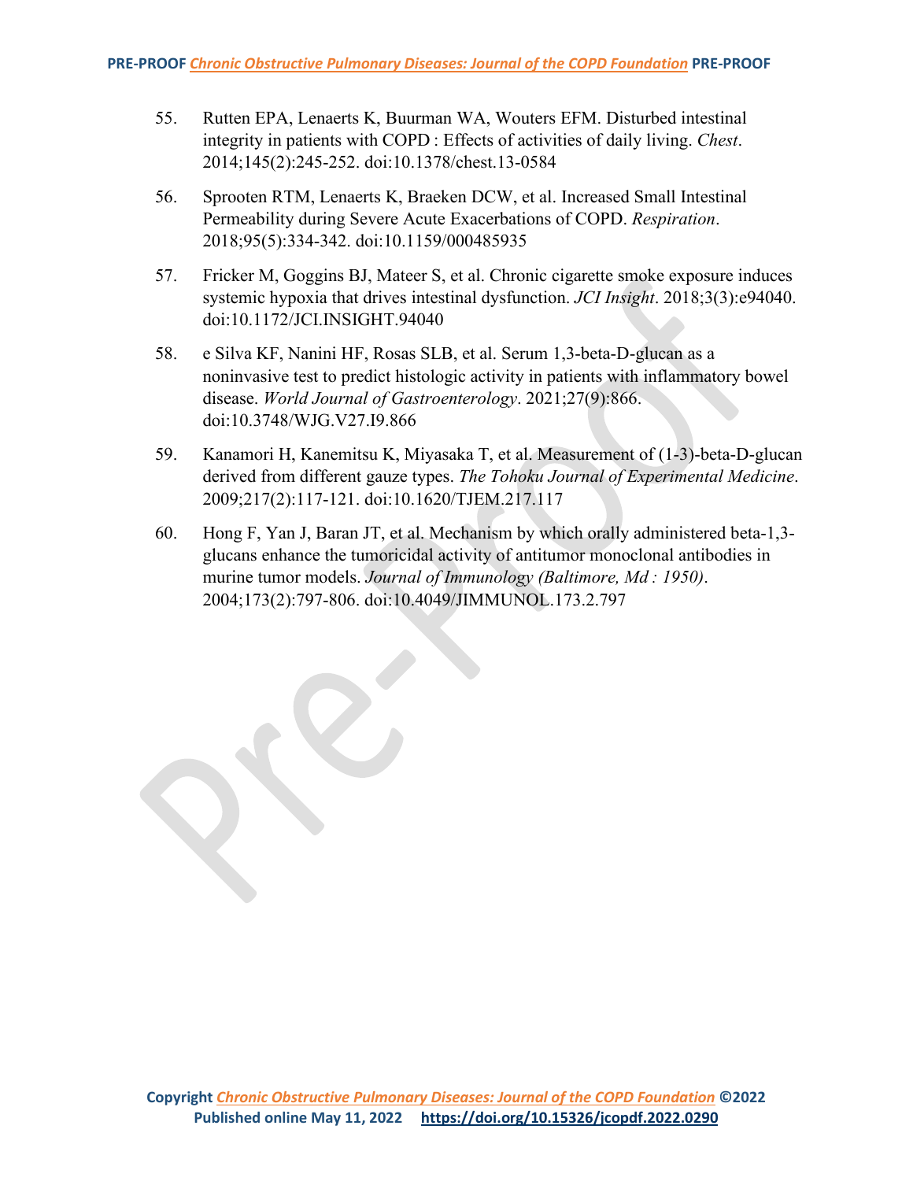55. Rutten EPA, Lenaerts K, Buurman WA, Wouters EFM. Disturbed intestinal integrity in patients with COPD : Effects of activities of daily living. *Chest*. 2014;145(2):245-252. doi:10.1378/chest.13-0584

56. Sprooten RTM, Lenaerts K, Braeken DCW, et al. Increased Small Intestinal Permeability during Severe Acute Exacerbations of COPD. *Respiration*. 2018;95(5):334-342. doi:10.1159/000485935

57. Fricker M, Goggins BJ, Mateer S, et al. Chronic cigarette smoke exposure induces systemic hypoxia that drives intestinal dysfunction. *JCI Insight*. 2018;3(3):e94040. doi:10.1172/JCI.INSIGHT.94040

58. e Silva KF, Nanini HF, Rosas SLB, et al. Serum 1,3-beta-D-glucan as a noninvasive test to predict histologic activity in patients with inflammatory bowel disease. *World Journal of Gastroenterology*. 2021;27(9):866. doi:10.3748/WJG.V27.I9.866

59. Kanamori H, Kanemitsu K, Miyasaka T, et al. Measurement of (1-3)-beta-D-glucan derived from different gauze types. *The Tohoku Journal of Experimental Medicine*. 2009;217(2):117-121. doi:10.1620/TJEM.217.117

60. Hong F, Yan J, Baran JT, et al. Mechanism by which orally administered beta-1,3-glucans enhance the tumoricidal activity of antitumor monoclonal antibodies in murine tumor models. *Journal of Immunology (Baltimore, Md : 1950)*. 2004;173(2):797-806. doi:10.4049/JIMMUNOL.173.2.797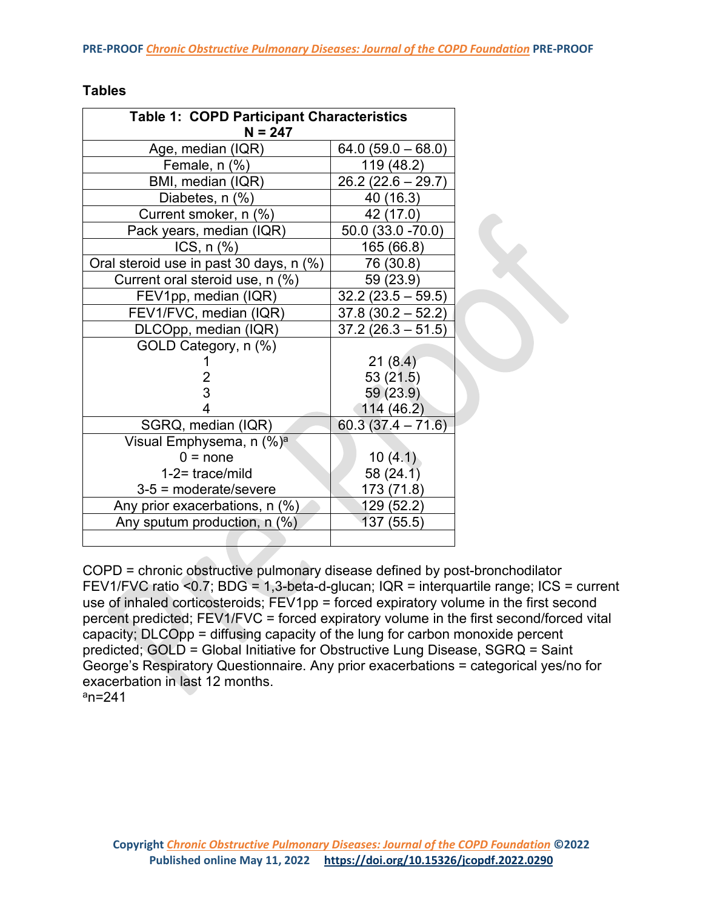## Tables

| Table 1: COPD Participant Characteristics N = 247 | |
|---|---|
| Age, median (IQR) | 64.0 (59.0 – 68.0) |
| Female, n (%) | 119 (48.2) |
| BMI, median (IQR) | 26.2 (22.6 – 29.7) |
| Diabetes, n (%) | 40 (16.3) |
| Current smoker, n (%) | 42 (17.0) |
| Pack years, median (IQR) | 50.0 (33.0 -70.0) |
| ICS, n (%) | 165 (66.8) |
| Oral steroid use in past 30 days, n (%) | 76 (30.8) |
| Current oral steroid use, n (%) | 59 (23.9) |
| FEV1pp, median (IQR) | 32.2 (23.5 – 59.5) |
| FEV1/FVC, median (IQR) | 37.8 (30.2 – 52.2) |
| DLCOpp, median (IQR) | 37.2 (26.3 – 51.5) |
| GOLD Category, n (%) | |
| 1 | 21 (8.4) |
| 2 | 53 (21.5) |
| 3 | 59 (23.9) |
| 4 | 114 (46.2) |
| SGRQ, median (IQR) | 60.3 (37.4 – 71.6) |
| Visual Emphysema, n (%)[a] | |
| 0 = none | 10 (4.1) |
| 1-2= trace/mild | 58 (24.1) |
| 3-5 = moderate/severe | 173 (71.8) |
| Any prior exacerbations, n (%) | 129 (52.2) |
| Any sputum production, n (%) | 137 (55.5) |
| | |

COPD = chronic obstructive pulmonary disease defined by post-bronchodilator FEV1/FVC ratio <0.7; BDG = 1,3-beta-d-glucan; IQR = interquartile range; ICS = current use of inhaled corticosteroids; FEV1pp = forced expiratory volume in the first second percent predicted; FEV1/FVC = forced expiratory volume in the first second/forced vital capacity; DLCOpp = diffusing capacity of the lung for carbon monoxide percent predicted; GOLD = Global Initiative for Chronic Obstructive Lung Disease, SGRQ = Saint George's Respiratory Questionnaire. Any prior exacerbations = categorical yes/no for exacerbation in last 12 months.

[a]n=241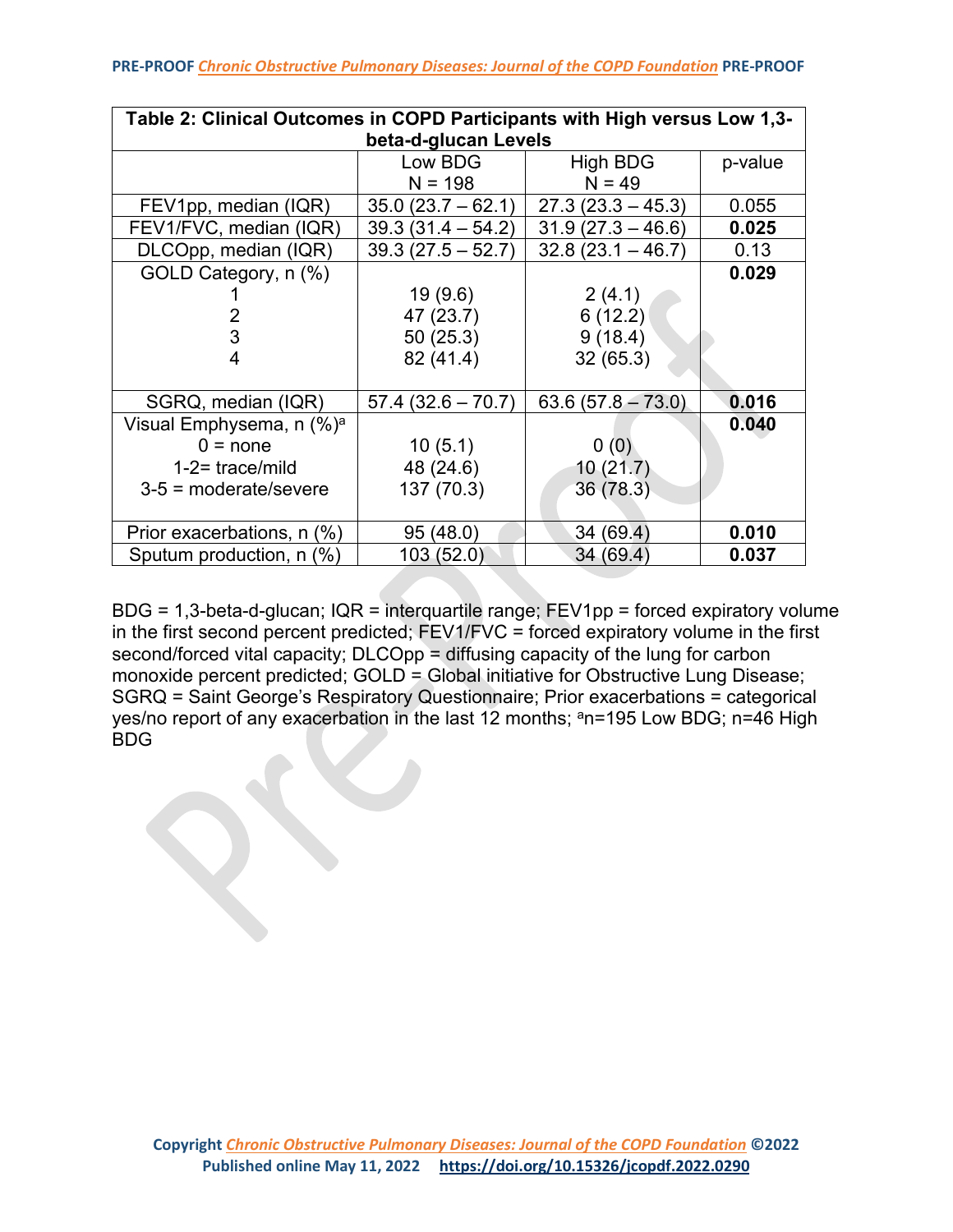**Table 2: Clinical Outcomes in COPD Participants with High versus Low 1,3-beta-d-glucan Levels**

| | Low BDG N = 198 | High BDG N = 49 | p-value |
|---|---|---|---|
| FEV1pp, median (IQR) | 35.0 (23.7 – 62.1) | 27.3 (23.3 – 45.3) | 0.055 |
| FEV1/FVC, median (IQR) | 39.3 (31.4 – 54.2) | 31.9 (27.3 – 46.6) | **0.025** |
| DLCOpp, median (IQR) | 39.3 (27.5 – 52.7) | 32.8 (23.1 – 46.7) | 0.13 |
| GOLD Category, n (%) | | | **0.029** |
| 1 | 19 (9.6) | 2 (4.1) | |
| 2 | 47 (23.7) | 6 (12.2) | |
| 3 | 50 (25.3) | 9 (18.4) | |
| 4 | 82 (41.4) | 32 (65.3) | |
| SGRQ, median (IQR) | 57.4 (32.6 – 70.7) | 63.6 (57.8 – 73.0) | **0.016** |
| Visual Emphysema, n (%)[a] | | | **0.040** |
| 0 = none | 10 (5.1) | 0 (0) | |
| 1-2= trace/mild | 48 (24.6) | 10 (21.7) | |
| 3-5 = moderate/severe | 137 (70.3) | 36 (78.3) | |
| Prior exacerbations, n (%) | 95 (48.0) | 34 (69.4) | **0.010** |
| Sputum production, n (%) | 103 (52.0) | 34 (69.4) | **0.037** |

BDG = 1,3-beta-d-glucan; IQR = interquartile range; FEV1pp = forced expiratory volume in the first second percent predicted; FEV1/FVC = forced expiratory volume in the first second/forced vital capacity; DLCOpp = diffusing capacity of the lung for carbon monoxide percent predicted; GOLD = Global initiative for Obstructive Lung Disease; SGRQ = Saint George's Respiratory Questionnaire; Prior exacerbations = categorical yes/no report of any exacerbation in the last 12 months; [a]n=195 Low BDG; n=46 High BDG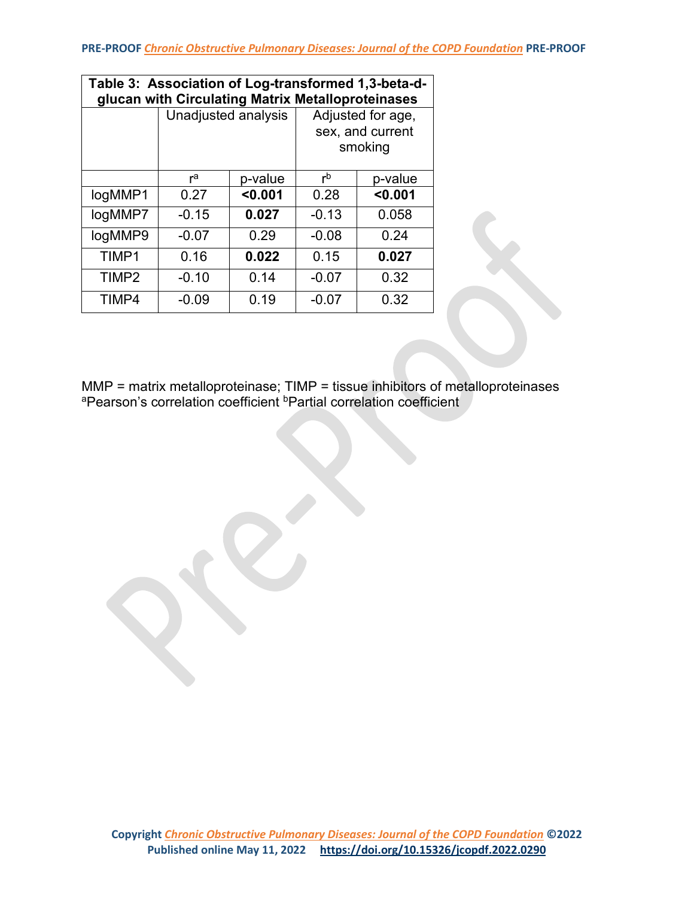**Table 3: Association of Log-transformed 1,3-beta-d-glucan with Circulating Matrix Metalloproteinases**

| | Unadjusted analysis | | Adjusted for age, sex, and current smoking | |
|---|---|---|---|---|
| | r[a] | p-value | r[b] | p-value |
| logMMP1 | 0.27 | **<0.001** | 0.28 | **<0.001** |
| logMMP7 | -0.15 | **0.027** | -0.13 | 0.058 |
| logMMP9 | -0.07 | 0.29 | -0.08 | 0.24 |
| TIMP1 | 0.16 | **0.022** | 0.15 | **0.027** |
| TIMP2 | -0.10 | 0.14 | -0.07 | 0.32 |
| TIMP4 | -0.09 | 0.19 | -0.07 | 0.32 |

MMP = matrix metalloproteinase; TIMP = tissue inhibitors of metalloproteinases
[a]Pearson's correlation coefficient [b]Partial correlation coefficient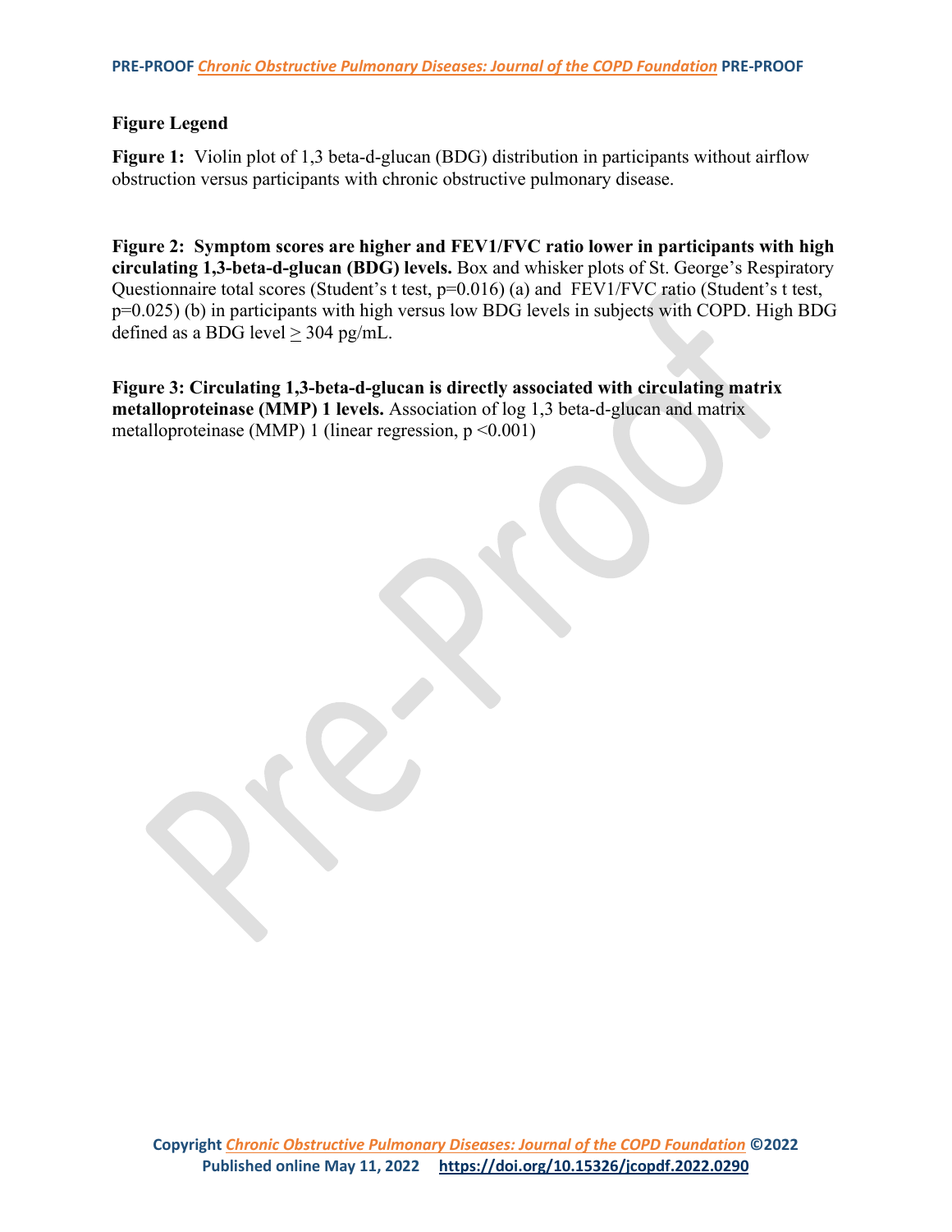## Figure Legend

**Figure 1:** Violin plot of 1,3 beta-d-glucan (BDG) distribution in participants without airflow obstruction versus participants with chronic obstructive pulmonary disease.

**Figure 2: Symptom scores are higher and FEV1/FVC ratio lower in participants with high circulating 1,3-beta-d-glucan (BDG) levels.** Box and whisker plots of St. George's Respiratory Questionnaire total scores (Student's t test, $p=0.016$) (a) and FEV1/FVC ratio (Student's t test, $p=0.025$) (b) in participants with high versus low BDG levels in subjects with COPD. High BDG defined as a BDG level $\geq$ 304 pg/mL.

**Figure 3: Circulating 1,3-beta-d-glucan is directly associated with circulating matrix metalloproteinase (MMP) 1 levels.** Association of log 1,3 beta-d-glucan and matrix metalloproteinase (MMP) 1 (linear regression, $p < 0.001$)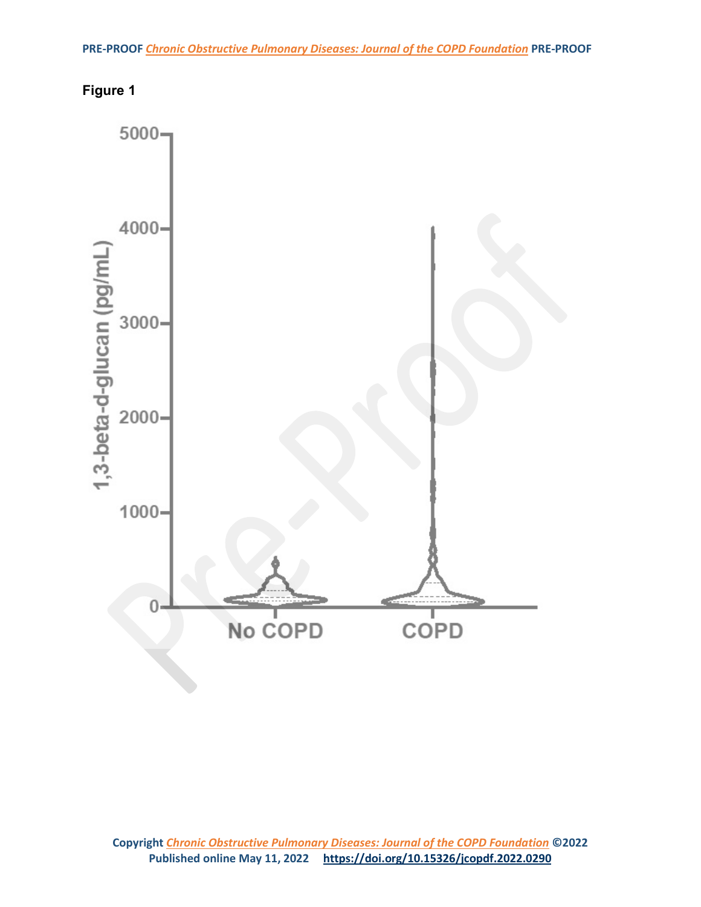**Figure 1**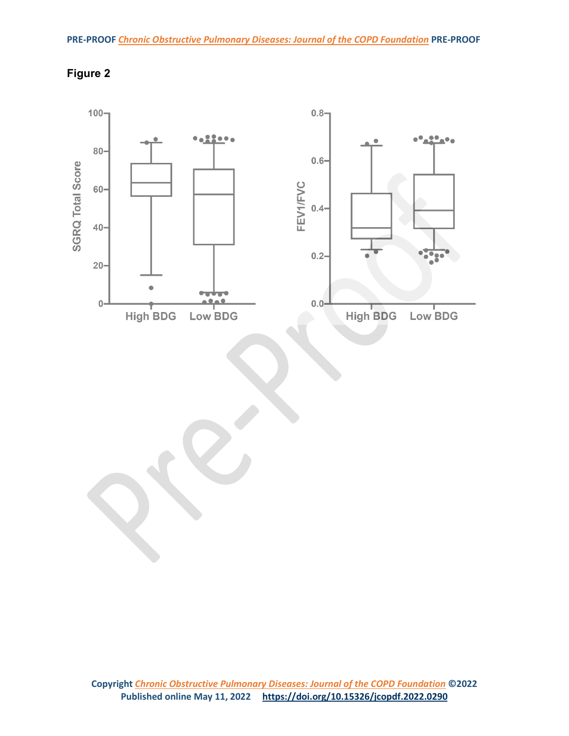**Figure 2**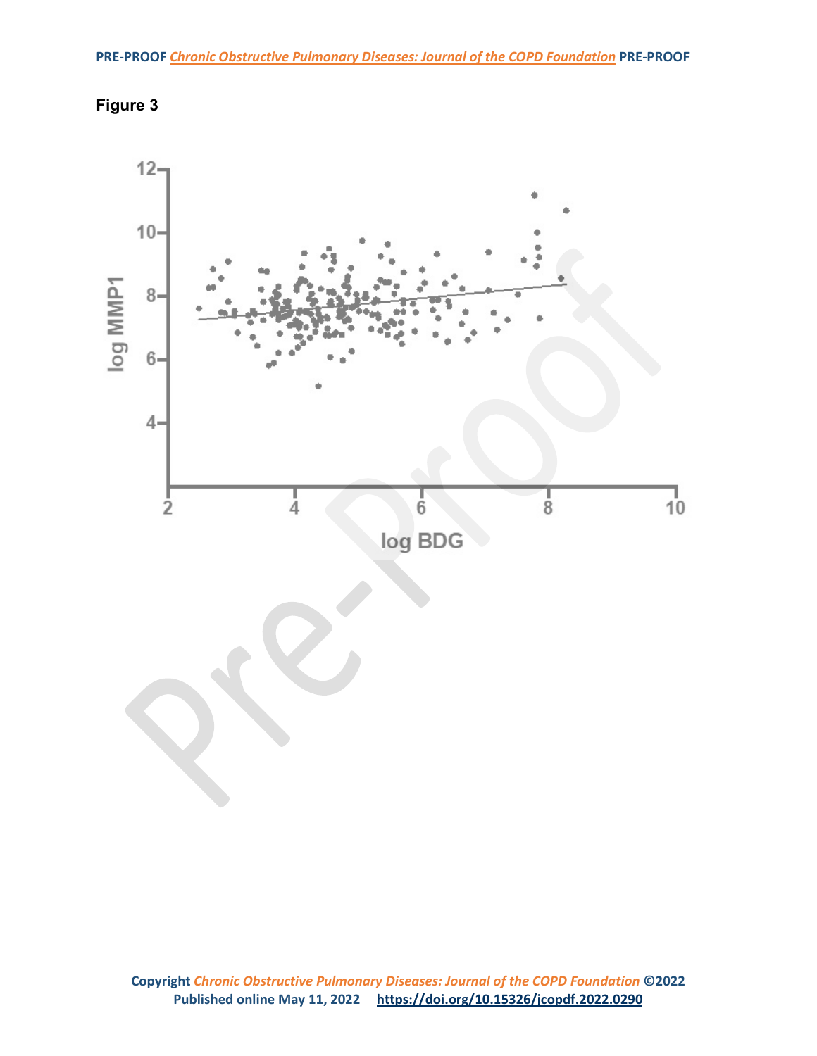**Figure 3**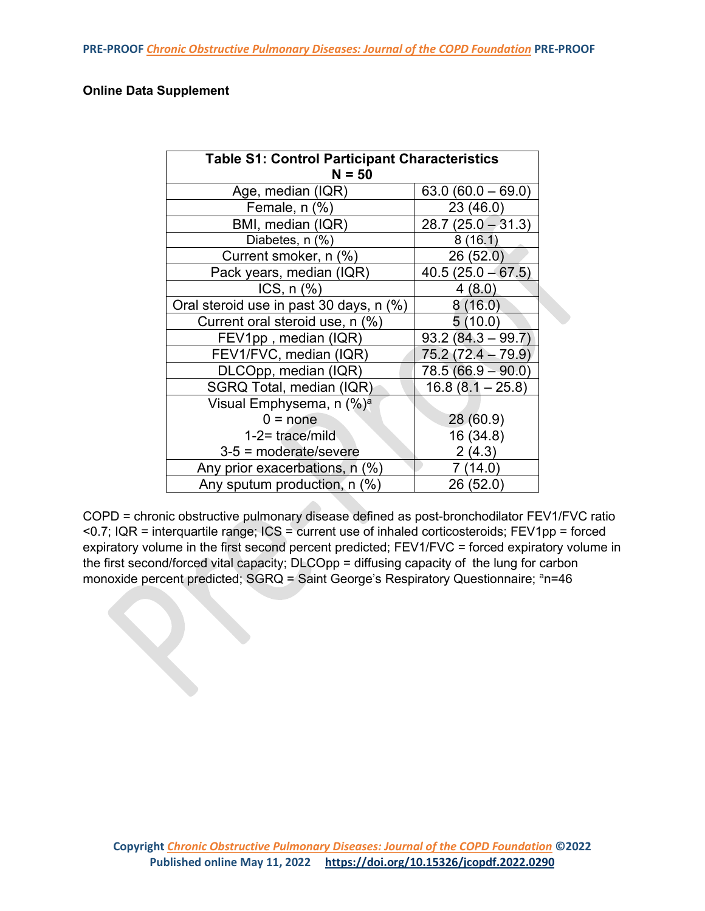**Online Data Supplement**

| Table S1: Control Participant Characteristics N = 50 | |
|---|---|
| Age, median (IQR) | 63.0 (60.0 – 69.0) |
| Female, n (%) | 23 (46.0) |
| BMI, median (IQR) | 28.7 (25.0 – 31.3) |
| Diabetes, n (%) | 8 (16.1) |
| Current smoker, n (%) | 26 (52.0) |
| Pack years, median (IQR) | 40.5 (25.0 – 67.5) |
| ICS, n (%) | 4 (8.0) |
| Oral steroid use in past 30 days, n (%) | 8 (16.0) |
| Current oral steroid use, n (%) | 5 (10.0) |
| FEV1pp , median (IQR) | 93.2 (84.3 – 99.7) |
| FEV1/FVC, median (IQR) | 75.2 (72.4 – 79.9) |
| DLCOpp, median (IQR) | 78.5 (66.9 – 90.0) |
| SGRQ Total, median (IQR) | 16.8 (8.1 – 25.8) |
| Visual Emphysema, n (%)[a] | |
| 0 = none | 28 (60.9) |
| 1-2= trace/mild | 16 (34.8) |
| 3-5 = moderate/severe | 2 (4.3) |
| Any prior exacerbations, n (%) | 7 (14.0) |
| Any sputum production, n (%) | 26 (52.0) |

COPD = chronic obstructive pulmonary disease defined as post-bronchodilator FEV1/FVC ratio <0.7; IQR = interquartile range; ICS = current use of inhaled corticosteroids; FEV1pp = forced expiratory volume in the first second percent predicted; FEV1/FVC = forced expiratory volume in the first second/forced vital capacity; DLCOpp = diffusing capacity of the lung for carbon monoxide percent predicted; SGRQ = Saint George's Respiratory Questionnaire; [a]n=46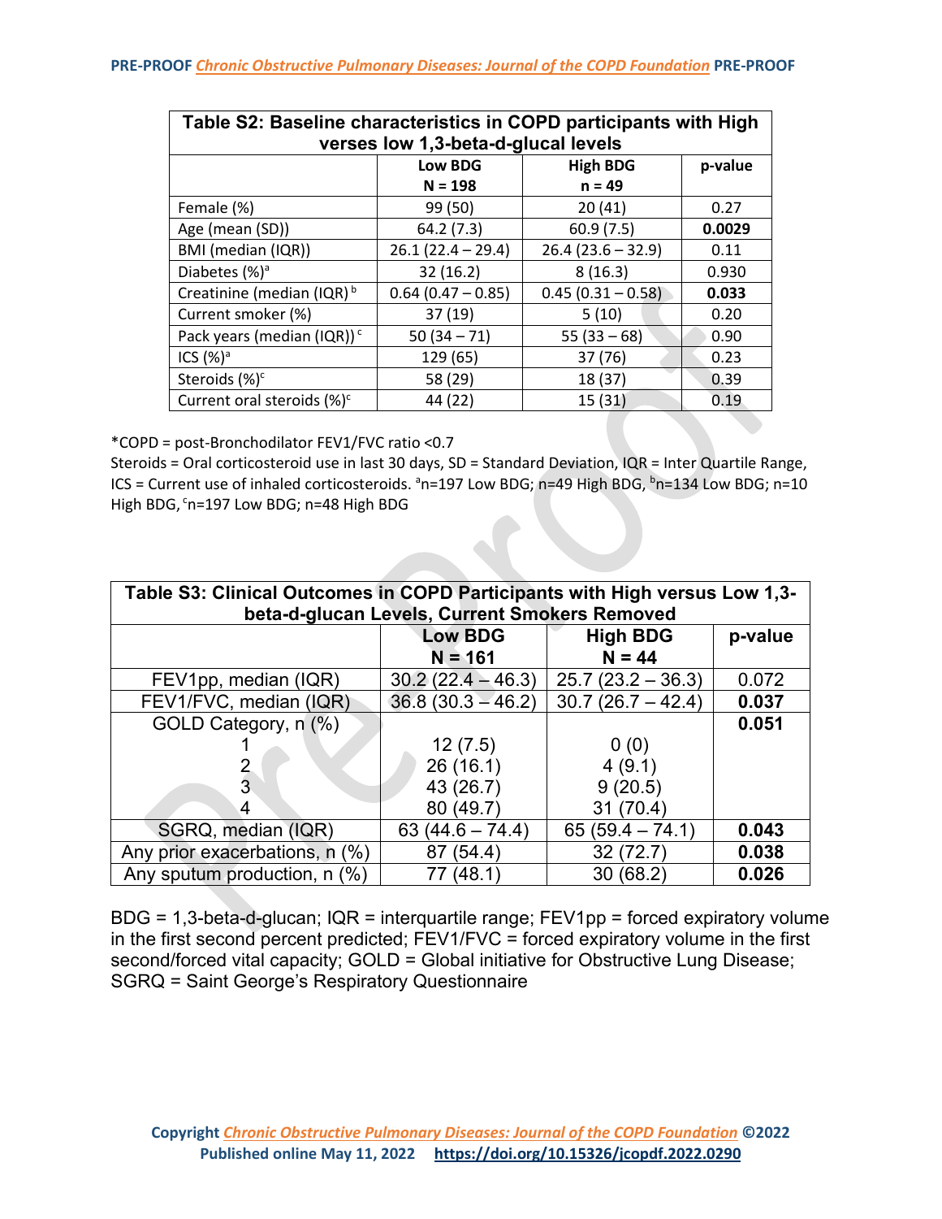| Table S2: Baseline characteristics in COPD participants with High verses low 1,3-beta-d-glucal levels | | | |
|---|---|---|---|
| | **Low BDG N = 198** | **High BDG n = 49** | **p-value** |
| Female (%) | 99 (50) | 20 (41) | 0.27 |
| Age (mean (SD)) | 64.2 (7.3) | 60.9 (7.5) | **0.0029** |
| BMI (median (IQR)) | 26.1 (22.4 – 29.4) | 26.4 (23.6 – 32.9) | 0.11 |
| Diabetes (%)[a] | 32 (16.2) | 8 (16.3) | 0.930 |
| Creatinine (median (IQR)[b] | 0.64 (0.47 – 0.85) | 0.45 (0.31 – 0.58) | **0.033** |
| Current smoker (%) | 37 (19) | 5 (10) | 0.20 |
| Pack years (median (IQR))[c] | 50 (34 – 71) | 55 (33 – 68) | 0.90 |
| ICS (%)[a] | 129 (65) | 37 (76) | 0.23 |
| Steroids (%)[c] | 58 (29) | 18 (37) | 0.39 |
| Current oral steroids (%)[c] | 44 (22) | 15 (31) | 0.19 |

*COPD = post-Bronchodilator FEV1/FVC ratio <0.7
Steroids = Oral corticosteroid use in last 30 days, SD = Standard Deviation, IQR = Inter Quartile Range, ICS = Current use of inhaled corticosteroids. [a]n=197 Low BDG; n=49 High BDG, [b]n=134 Low BDG; n=10 High BDG, [c]n=197 Low BDG; n=48 High BDG

| Table S3: Clinical Outcomes in COPD Participants with High versus Low 1,3-beta-d-glucan Levels, Current Smokers Removed | | | |
|---|---|---|---|
| | **Low BDG N = 161** | **High BDG N = 44** | **p-value** |
| FEV1pp, median (IQR) | 30.2 (22.4 – 46.3) | 25.7 (23.2 – 36.3) | 0.072 |
| FEV1/FVC, median (IQR) | 36.8 (30.3 – 46.2) | 30.7 (26.7 – 42.4) | **0.037** |
| GOLD Category, n (%) | | | **0.051** |
| 1 | 12 (7.5) | 0 (0) | |
| 2 | 26 (16.1) | 4 (9.1) | |
| 3 | 43 (26.7) | 9 (20.5) | |
| 4 | 80 (49.7) | 31 (70.4) | |
| SGRQ, median (IQR) | 63 (44.6 – 74.4) | 65 (59.4 – 74.1) | **0.043** |
| Any prior exacerbations, n (%) | 87 (54.4) | 32 (72.7) | **0.038** |
| Any sputum production, n (%) | 77 (48.1) | 30 (68.2) | **0.026** |

BDG = 1,3-beta-d-glucan; IQR = interquartile range; FEV1pp = forced expiratory volume in the first second percent predicted; FEV1/FVC = forced expiratory volume in the first second/forced vital capacity; GOLD = Global initiative for Obstructive Lung Disease; SGRQ = Saint George's Respiratory Questionnaire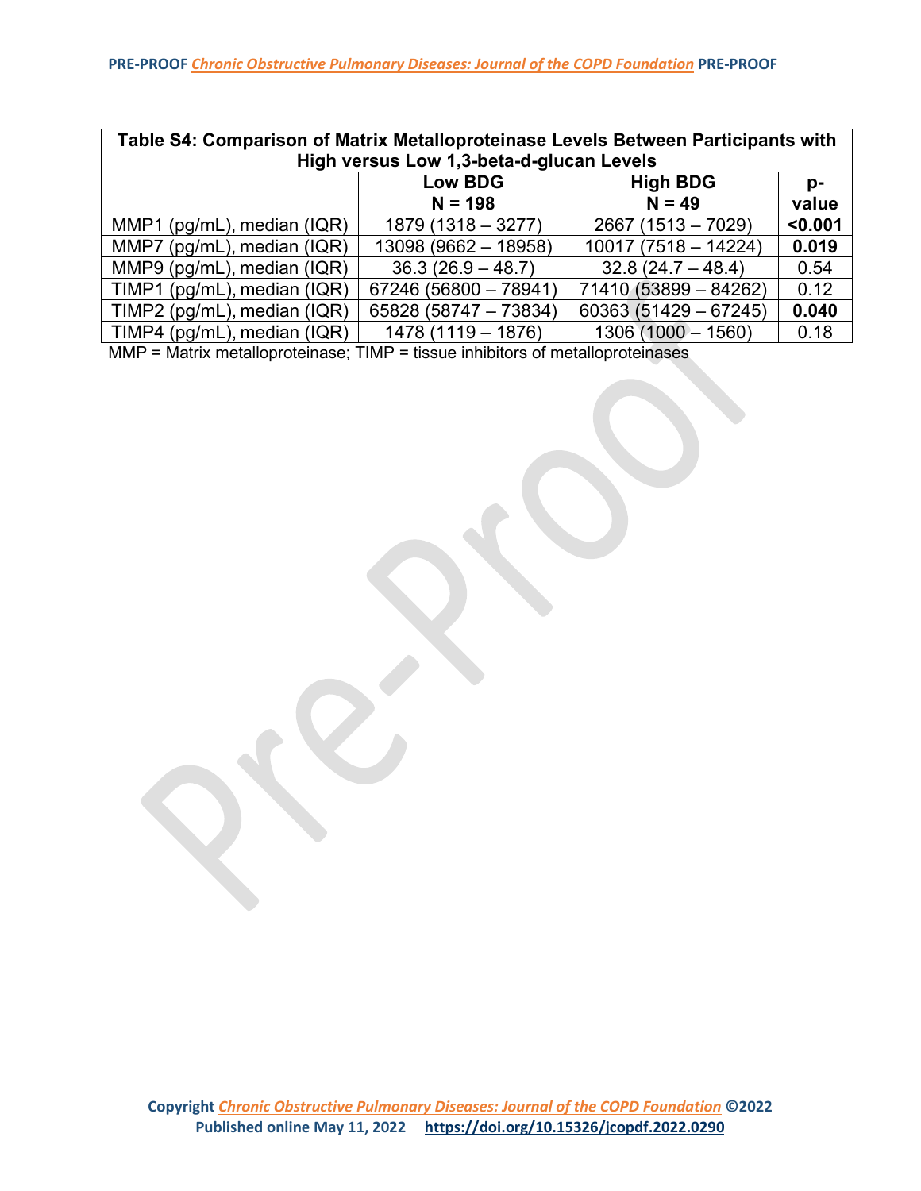**Table S4: Comparison of Matrix Metalloproteinase Levels Between Participants with High versus Low 1,3-beta-d-glucan Levels**

| | Low BDG N = 198 | High BDG N = 49 | p-value |
|---|---|---|---|
| MMP1 (pg/mL), median (IQR) | 1879 (1318 – 3277) | 2667 (1513 – 7029) | **<0.001** |
| MMP7 (pg/mL), median (IQR) | 13098 (9662 – 18958) | 10017 (7518 – 14224) | **0.019** |
| MMP9 (pg/mL), median (IQR) | 36.3 (26.9 – 48.7) | 32.8 (24.7 – 48.4) | 0.54 |
| TIMP1 (pg/mL), median (IQR) | 67246 (56800 – 78941) | 71410 (53899 – 84262) | 0.12 |
| TIMP2 (pg/mL), median (IQR) | 65828 (58747 – 73834) | 60363 (51429 – 67245) | **0.040** |
| TIMP4 (pg/mL), median (IQR) | 1478 (1119 – 1876) | 1306 (1000 – 1560) | 0.18 |

MMP = Matrix metalloproteinase; TIMP = tissue inhibitors of metalloproteinases